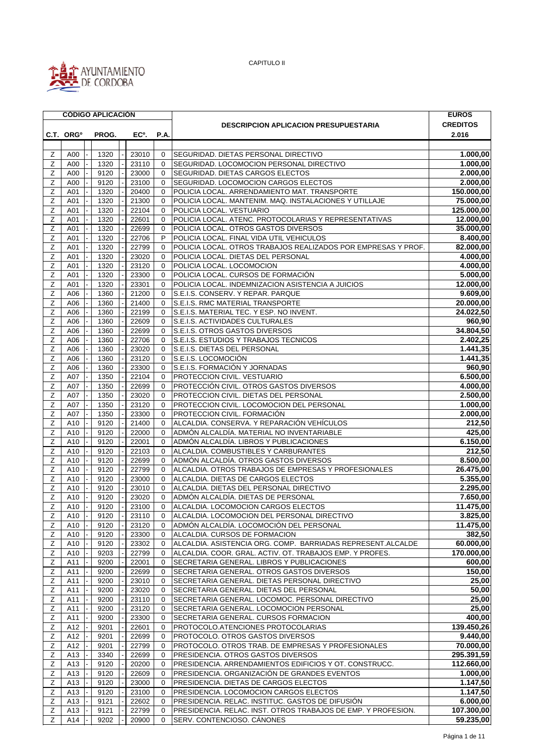AYUNTAMIENTO DE CORDOBA

CAPITULO II

| CÓDIGO APLICACIÓN | | | | | DESCRIPCION APLICACION PRESUPUESTARIA | EUROS CREDITOS 2.016 |
|---|---|---|---|---|---|---|
| C.T. | ORGº | PROG. | ECº. | P.A. | | |
| Z | A00 | 1320 | 23010 | 0 | SEGURIDAD. DIETAS PERSONAL DIRECTIVO | 1.000,00 |
| Z | A00 | 1320 | 23110 | 0 | SEGURIDAD. LOCOMOCION PERSONAL DIRECTIVO | 1.000,00 |
| Z | A00 | 9120 | 23000 | 0 | SEGURIDAD. DIETAS CARGOS ELECTOS | 2.000,00 |
| Z | A00 | 9120 | 23100 | 0 | SEGURIDAD. LOCOMOCION CARGOS ELECTOS | 2.000,00 |
| Z | A01 | 1320 | 20400 | 0 | POLICIA LOCAL. ARRENDAMIENTO MAT. TRANSPORTE | 150.000,00 |
| Z | A01 | 1320 | 21300 | 0 | POLICIA LOCAL. MANTENIM. MAQ. INSTALACIONES Y UTILLAJE | 75.000,00 |
| Z | A01 | 1320 | 22104 | 0 | POLICIA LOCAL. VESTUARIO | 125.000,00 |
| Z | A01 | 1320 | 22601 | 0 | POLICIA LOCAL. ATENC. PROTOCOLARIAS Y REPRESENTATIVAS | 12.000,00 |
| Z | A01 | 1320 | 22699 | 0 | POLICIA LOCAL. OTROS GASTOS DIVERSOS | 35.000,00 |
| Z | A01 | 1320 | 22706 | P | POLICIA LOCAL. FINAL VIDA UTIL VEHICULOS | 8.400,00 |
| Z | A01 | 1320 | 22799 | 0 | POLICIA LOCAL. OTROS TRABAJOS REALIZADOS POR EMPRESAS Y PROF. | 82.000,00 |
| Z | A01 | 1320 | 23020 | 0 | POLICIA LOCAL. DIETAS DEL PERSONAL | 4.000,00 |
| Z | A01 | 1320 | 23120 | 0 | POLICIA LOCAL. LOCOMOCION | 4.000,00 |
| Z | A01 | 1320 | 23300 | 0 | POLICIA LOCAL. CURSOS DE FORMACIÓN | 5.000,00 |
| Z | A01 | 1320 | 23301 | 0 | POLICIA LOCAL. INDEMNIZACION ASISTENCIA A JUICIOS | 12.000,00 |
| Z | A06 | 1360 | 21200 | 0 | S.E.I.S. CONSERV. Y REPAR. PARQUE | 9.609,00 |
| Z | A06 | 1360 | 21400 | 0 | S.E.I.S. RMC MATERIAL TRANSPORTE | 20.000,00 |
| Z | A06 | 1360 | 22199 | 0 | S.E.I.S. MATERIAL TEC. Y ESP. NO INVENT. | 24.022,50 |
| Z | A06 | 1360 | 22609 | 0 | S.E.I.S. ACTIVIDADES CULTURALES | 960,90 |
| Z | A06 | 1360 | 22699 | 0 | S.E.I.S. OTROS GASTOS DIVERSOS | 34.804,50 |
| Z | A06 | 1360 | 22706 | 0 | S.E.I.S. ESTUDIOS Y TRABAJOS TECNICOS | 2.402,25 |
| Z | A06 | 1360 | 23020 | 0 | S.E.I.S. DIETAS DEL PERSONAL | 1.441,35 |
| Z | A06 | 1360 | 23120 | 0 | S.E.I.S. LOCOMOCIÓN | 1.441,35 |
| Z | A06 | 1360 | 23300 | 0 | S.E.I.S. FORMACIÓN Y JORNADAS | 960,90 |
| Z | A07 | 1350 | 22104 | 0 | PROTECCION CIVIL. VESTUARIO | 6.500,00 |
| Z | A07 | 1350 | 22699 | 0 | PROTECCIÓN CIVIL. OTROS GASTOS DIVERSOS | 4.000,00 |
| Z | A07 | 1350 | 23020 | 0 | PROTECCION CIVIL. DIETAS DEL PERSONAL | 2.500,00 |
| Z | A07 | 1350 | 23120 | 0 | PROTECCION CIVIL. LOCOMOCION DEL PERSONAL | 1.000,00 |
| Z | A07 | 1350 | 23300 | 0 | PROTECCION CIVIL. FORMACIÓN | 2.000,00 |
| Z | A10 | 9120 | 21400 | 0 | ALCALDIA. CONSERVA. Y REPARACIÓN VEHÍCULOS | 212,50 |
| Z | A10 | 9120 | 22000 | 0 | ADMÓN ALCALDÍA. MATERIAL NO INVENTARIABLE | 425,00 |
| Z | A10 | 9120 | 22001 | 0 | ADMÓN ALCALDÍA. LIBROS Y PUBLICACIONES | 6.150,00 |
| Z | A10 | 9120 | 22103 | 0 | ALCALDIA. COMBUSTIBLES Y CARBURANTES | 212,50 |
| Z | A10 | 9120 | 22699 | 0 | ADMÓN ALCALDÍA. OTROS GASTOS DIVERSOS | 8.500,00 |
| Z | A10 | 9120 | 22799 | 0 | ALCALDIA. OTROS TRABAJOS DE EMPRESAS Y PROFESIONALES | 26.475,00 |
| Z | A10 | 9120 | 23000 | 0 | ALCALDIA. DIETAS DE CARGOS ELECTOS | 5.355,00 |
| Z | A10 | 9120 | 23010 | 0 | ALCALDIA. DIETAS DEL PERSONAL DIRECTIVO | 2.295,00 |
| Z | A10 | 9120 | 23020 | 0 | ADMÓN ALCALDÍA. DIETAS DE PERSONAL | 7.650,00 |
| Z | A10 | 9120 | 23100 | 0 | ALCALDIA. LOCOMOCION CARGOS ELECTOS | 11.475,00 |
| Z | A10 | 9120 | 23110 | 0 | ALCALDIA. LOCOMOCION DEL PERSONAL DIRECTIVO | 3.825,00 |
| Z | A10 | 9120 | 23120 | 0 | ADMÓN ALCALDÍA. LOCOMOCIÓN DEL PERSONAL | 11.475,00 |
| Z | A10 | 9120 | 23300 | 0 | ALCALDIA. CURSOS DE FORMACION | 382,50 |
| Z | A10 | 9120 | 23302 | 0 | ALCALDIA. ASISTENCIA ORG. COMP. BARRIADAS REPRESENT.ALCALDE | 60.000,00 |
| Z | A10 | 9203 | 22799 | 0 | ALCALDIA. COOR. GRAL. ACTIV. OT. TRABAJOS EMP. Y PROFES. | 170.000,00 |
| Z | A11 | 9200 | 22001 | 0 | SECRETARIA GENERAL. LIBROS Y PUBLICACIONES | 600,00 |
| Z | A11 | 9200 | 22699 | 0 | SECRETARIA GENERAL. OTROS GASTOS DIVERSOS | 150,00 |
| Z | A11 | 9200 | 23010 | 0 | SECRETARIA GENERAL. DIETAS PERSONAL DIRECTIVO | 25,00 |
| Z | A11 | 9200 | 23020 | 0 | SECRETARIA GENERAL. DIETAS DEL PERSONAL | 50,00 |
| Z | A11 | 9200 | 23110 | 0 | SECRETARIA GENERAL. LOCOMOC. PERSONAL DIRECTIVO | 25,00 |
| Z | A11 | 9200 | 23120 | 0 | SECRETARIA GENERAL. LOCOMOCION PERSONAL | 25,00 |
| Z | A11 | 9200 | 23300 | 0 | SECRETARIA GENERAL. CURSOS FORMACION | 400,00 |
| Z | A12 | 9201 | 22601 | 0 | PROTOCOLO.ATENCIONES PROTOCOLARIAS | 139.450,26 |
| Z | A12 | 9201 | 22699 | 0 | PROTOCOLO. OTROS GASTOS DIVERSOS | 9.440,00 |
| Z | A12 | 9201 | 22799 | 0 | PROTOCOLO. OTROS TRAB. DE EMPRESAS Y PROFESIONALES | 70.000,00 |
| Z | A13 | 3340 | 22699 | 0 | PRESIDENCIA. OTROS GASTOS DIVERSOS | 295.391,59 |
| Z | A13 | 9120 | 20200 | 0 | PRESIDENCIA. ARRENDAMIENTOS EDIFICIOS Y OT. CONSTRUCC. | 112.660,00 |
| Z | A13 | 9120 | 22609 | 0 | PRESIDENCIA. ORGANIZACIÓN DE GRANDES EVENTOS | 1.000,00 |
| Z | A13 | 9120 | 23000 | 0 | PRESIDENCIA. DIETAS DE CARGOS ELECTOS | 1.147,50 |
| Z | A13 | 9120 | 23100 | 0 | PRESIDENCIA. LOCOMOCION CARGOS ELECTOS | 1.147,50 |
| Z | A13 | 9121 | 22602 | 0 | PRESIDENCIA. RELAC. INSTITUC. GASTOS DE DIFUSIÓN | 6.000,00 |
| Z | A13 | 9121 | 22799 | 0 | PRESIDENCIA. RELAC. INST. OTROS TRABAJOS DE EMP. Y PROFESION. | 107.300,00 |
| Z | A14 | 9202 | 20900 | 0 | SERV. CONTENCIOSO. CÁNONES | 59.235,00 |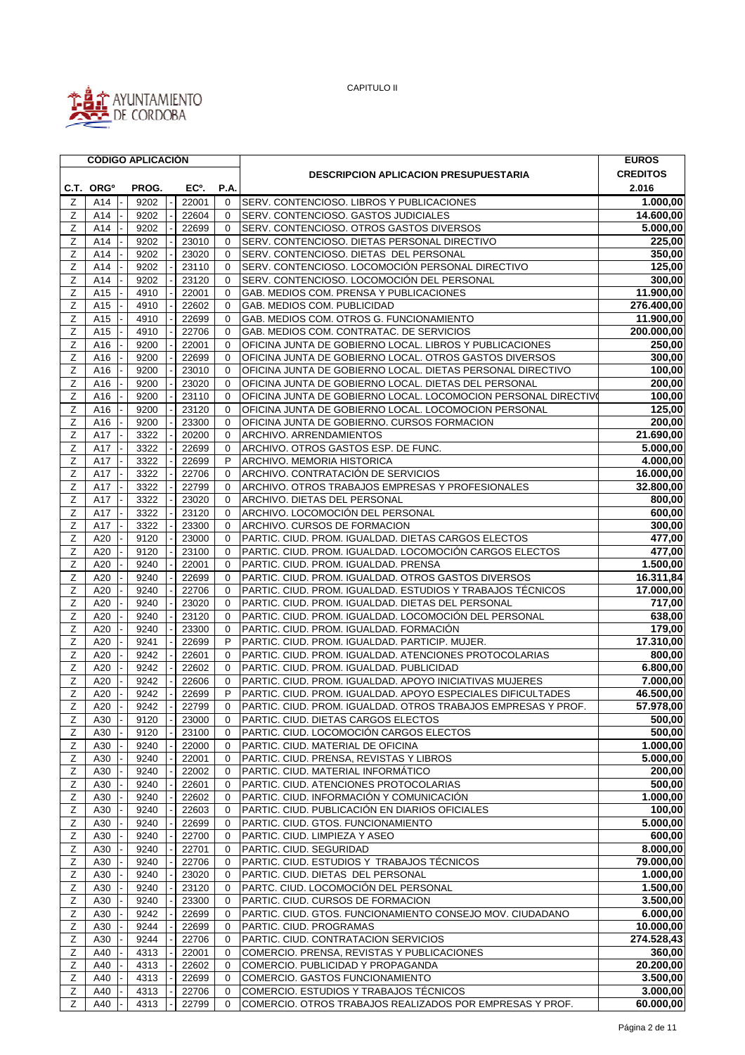CAPITULO II

| CÓDIGO APLICACIÓN | | | | | DESCRIPCION APLICACION PRESUPUESTARIA | EUROS CREDITOS 2.016 |
|---|---|---|---|---|---|---|
| C.T. | ORGº | PROG. | ECº. | P.A. | | |
| Z | A14 | 9202 | 22001 | 0 | SERV. CONTENCIOSO. LIBROS Y PUBLICACIONES | 1.000,00 |
| Z | A14 | 9202 | 22604 | 0 | SERV. CONTENCIOSO. GASTOS JUDICIALES | 14.600,00 |
| Z | A14 | 9202 | 22699 | 0 | SERV. CONTENCIOSO. OTROS GASTOS DIVERSOS | 5.000,00 |
| Z | A14 | 9202 | 23010 | 0 | SERV. CONTENCIOSO. DIETAS PERSONAL DIRECTIVO | 225,00 |
| Z | A14 | 9202 | 23020 | 0 | SERV. CONTENCIOSO. DIETAS DEL PERSONAL | 350,00 |
| Z | A14 | 9202 | 23110 | 0 | SERV. CONTENCIOSO. LOCOMOCIÓN PERSONAL DIRECTIVO | 125,00 |
| Z | A14 | 9202 | 23120 | 0 | SERV. CONTENCIOSO. LOCOMOCIÓN DEL PERSONAL | 300,00 |
| Z | A15 | 4910 | 22001 | 0 | GAB. MEDIOS COM. PRENSA Y PUBLICACIONES | 11.900,00 |
| Z | A15 | 4910 | 22602 | 0 | GAB. MEDIOS COM. PUBLICIDAD | 276.400,00 |
| Z | A15 | 4910 | 22699 | 0 | GAB. MEDIOS COM. OTROS G. FUNCIONAMIENTO | 11.900,00 |
| Z | A15 | 4910 | 22706 | 0 | GAB. MEDIOS COM. CONTRATAC. DE SERVICIOS | 200.000,00 |
| Z | A16 | 9200 | 22001 | 0 | OFICINA JUNTA DE GOBIERNO LOCAL. LIBROS Y PUBLICACIONES | 250,00 |
| Z | A16 | 9200 | 22699 | 0 | OFICINA JUNTA DE GOBIERNO LOCAL. OTROS GASTOS DIVERSOS | 300,00 |
| Z | A16 | 9200 | 23010 | 0 | OFICINA JUNTA DE GOBIERNO LOCAL. DIETAS PERSONAL DIRECTIVO | 100,00 |
| Z | A16 | 9200 | 23020 | 0 | OFICINA JUNTA DE GOBIERNO LOCAL. DIETAS DEL PERSONAL | 200,00 |
| Z | A16 | 9200 | 23110 | 0 | OFICINA JUNTA DE GOBIERNO LOCAL. LOCOMOCION PERSONAL DIRECTIVO | 100,00 |
| Z | A16 | 9200 | 23120 | 0 | OFICINA JUNTA DE GOBIERNO LOCAL. LOCOMOCION PERSONAL | 125,00 |
| Z | A16 | 9200 | 23300 | 0 | OFICINA JUNTA DE GOBIERNO. CURSOS FORMACION | 200,00 |
| Z | A17 | 3322 | 20200 | 0 | ARCHIVO. ARRENDAMIENTOS | 21.690,00 |
| Z | A17 | 3322 | 22699 | 0 | ARCHIVO. OTROS GASTOS ESP. DE FUNC. | 5.000,00 |
| Z | A17 | 3322 | 22699 | P | ARCHIVO. MEMORIA HISTORICA | 4.000,00 |
| Z | A17 | 3322 | 22706 | 0 | ARCHIVO. CONTRATACIÓN DE SERVICIOS | 16.000,00 |
| Z | A17 | 3322 | 22799 | 0 | ARCHIVO. OTROS TRABAJOS EMPRESAS Y PROFESIONALES | 32.800,00 |
| Z | A17 | 3322 | 23020 | 0 | ARCHIVO. DIETAS DEL PERSONAL | 800,00 |
| Z | A17 | 3322 | 23120 | 0 | ARCHIVO. LOCOMOCIÓN DEL PERSONAL | 600,00 |
| Z | A17 | 3322 | 23300 | 0 | ARCHIVO. CURSOS DE FORMACION | 300,00 |
| Z | A20 | 9120 | 23000 | 0 | PARTIC. CIUD. PROM. IGUALDAD. DIETAS CARGOS ELECTOS | 477,00 |
| Z | A20 | 9120 | 23100 | 0 | PARTIC. CIUD. PROM. IGUALDAD. LOCOMOCIÓN CARGOS ELECTOS | 477,00 |
| Z | A20 | 9240 | 22001 | 0 | PARTIC. CIUD. PROM. IGUALDAD. PRENSA | 1.500,00 |
| Z | A20 | 9240 | 22699 | 0 | PARTIC. CIUD. PROM. IGUALDAD. OTROS GASTOS DIVERSOS | 16.311,84 |
| Z | A20 | 9240 | 22706 | 0 | PARTIC. CIUD. PROM. IGUALDAD. ESTUDIOS Y TRABAJOS TÉCNICOS | 17.000,00 |
| Z | A20 | 9240 | 23020 | 0 | PARTIC. CIUD. PROM. IGUALDAD. DIETAS DEL PERSONAL | 717,00 |
| Z | A20 | 9240 | 23120 | 0 | PARTIC. CIUD. PROM. IGUALDAD. LOCOMOCIÓN DEL PERSONAL | 638,00 |
| Z | A20 | 9240 | 23300 | 0 | PARTIC. CIUD. PROM. IGUALDAD. FORMACIÓN | 179,00 |
| Z | A20 | 9241 | 22699 | P | PARTIC. CIUD. PROM. IGUALDAD. PARTICIP. MUJER. | 17.310,00 |
| Z | A20 | 9242 | 22601 | 0 | PARTIC. CIUD. PROM. IGUALDAD. ATENCIONES PROTOCOLARIAS | 800,00 |
| Z | A20 | 9242 | 22602 | 0 | PARTIC. CIUD. PROM. IGUALDAD. PUBLICIDAD | 6.800,00 |
| Z | A20 | 9242 | 22606 | 0 | PARTIC. CIUD. PROM. IGUALDAD. APOYO INICIATIVAS MUJERES | 7.000,00 |
| Z | A20 | 9242 | 22699 | P | PARTIC. CIUD. PROM. IGUALDAD. APOYO ESPECIALES DIFICULTADES | 46.500,00 |
| Z | A20 | 9242 | 22799 | 0 | PARTIC. CIUD. PROM. IGUALDAD. OTROS TRABAJOS EMPRESAS Y PROF. | 57.978,00 |
| Z | A30 | 9120 | 23000 | 0 | PARTIC. CIUD. DIETAS CARGOS ELECTOS | 500,00 |
| Z | A30 | 9120 | 23100 | 0 | PARTIC. CIUD. LOCOMOCIÓN CARGOS ELECTOS | 500,00 |
| Z | A30 | 9240 | 22000 | 0 | PARTIC. CIUD. MATERIAL DE OFICINA | 1.000,00 |
| Z | A30 | 9240 | 22001 | 0 | PARTIC. CIUD. PRENSA, REVISTAS Y LIBROS | 5.000,00 |
| Z | A30 | 9240 | 22002 | 0 | PARTIC. CIUD. MATERIAL INFORMÁTICO | 200,00 |
| Z | A30 | 9240 | 22601 | 0 | PARTIC. CIUD. ATENCIONES PROTOCOLARIAS | 500,00 |
| Z | A30 | 9240 | 22602 | 0 | PARTIC. CIUD. INFORMACIÓN Y COMUNICACIÓN | 1.000,00 |
| Z | A30 | 9240 | 22603 | 0 | PARTIC. CIUD. PUBLICACIÓN EN DIARIOS OFICIALES | 100,00 |
| Z | A30 | 9240 | 22699 | 0 | PARTIC. CIUD. GTOS. FUNCIONAMIENTO | 5.000,00 |
| Z | A30 | 9240 | 22700 | 0 | PARTIC. CIUD. LIMPIEZA Y ASEO | 600,00 |
| Z | A30 | 9240 | 22701 | 0 | PARTIC. CIUD. SEGURIDAD | 8.000,00 |
| Z | A30 | 9240 | 22706 | 0 | PARTIC. CIUD. ESTUDIOS Y TRABAJOS TÉCNICOS | 79.000,00 |
| Z | A30 | 9240 | 23020 | 0 | PARTIC. CIUD. DIETAS DEL PERSONAL | 1.000,00 |
| Z | A30 | 9240 | 23120 | 0 | PARTC. CIUD. LOCOMOCIÓN DEL PERSONAL | 1.500,00 |
| Z | A30 | 9240 | 23300 | 0 | PARTIC. CIUD. CURSOS DE FORMACION | 3.500,00 |
| Z | A30 | 9242 | 22699 | 0 | PARTIC. CIUD. GTOS. FUNCIONAMIENTO CONSEJO MOV. CIUDADANO | 6.000,00 |
| Z | A30 | 9244 | 22699 | 0 | PARTIC. CIUD. PROGRAMAS | 10.000,00 |
| Z | A30 | 9244 | 22706 | 0 | PARTIC. CIUD. CONTRATACION SERVICIOS | 274.528,43 |
| Z | A40 | 4313 | 22001 | 0 | COMERCIO. PRENSA, REVISTAS Y PUBLICACIONES | 360,00 |
| Z | A40 | 4313 | 22602 | 0 | COMERCIO. PUBLICIDAD Y PROPAGANDA | 20.200,00 |
| Z | A40 | 4313 | 22699 | 0 | COMERCIO. GASTOS FUNCIONAMIENTO | 3.500,00 |
| Z | A40 | 4313 | 22706 | 0 | COMERCIO. ESTUDIOS Y TRABAJOS TÉCNICOS | 3.000,00 |
| Z | A40 | 4313 | 22799 | 0 | COMERCIO. OTROS TRABAJOS REALIZADOS POR EMPRESAS Y PROF. | 60.000,00 |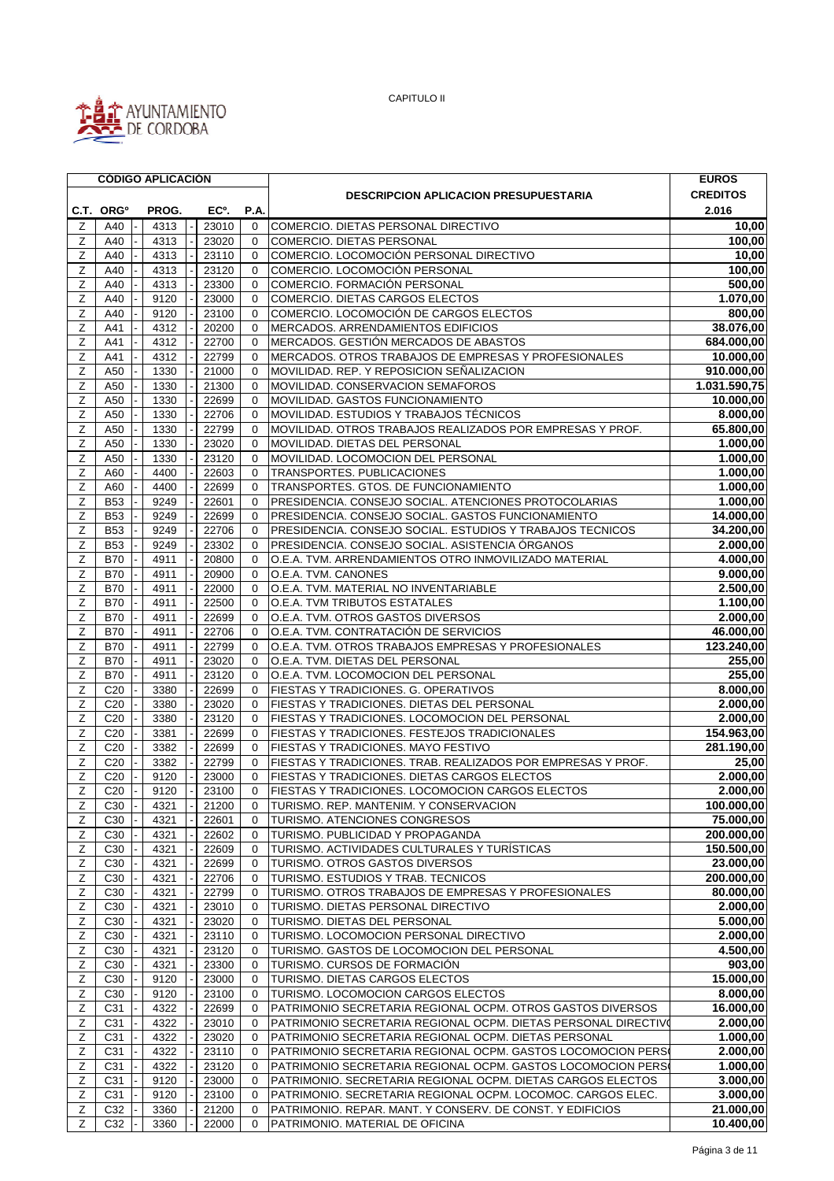CAPITULO II

| CÓDIGO APLICACIÓN | | | | | DESCRIPCION APLICACION PRESUPUESTARIA | EUROS CREDITOS 2.016 |
|---|---|---|---|---|---|---|
| C.T. | ORGº | PROG. | ECº. | P.A. | | |
| Z | A40 | 4313 | 23010 | 0 | COMERCIO. DIETAS PERSONAL DIRECTIVO | 10,00 |
| Z | A40 | 4313 | 23020 | 0 | COMERCIO. DIETAS PERSONAL | 100,00 |
| Z | A40 | 4313 | 23110 | 0 | COMERCIO. LOCOMOCIÓN PERSONAL DIRECTIVO | 10,00 |
| Z | A40 | 4313 | 23120 | 0 | COMERCIO. LOCOMOCIÓN PERSONAL | 100,00 |
| Z | A40 | 4313 | 23300 | 0 | COMERCIO. FORMACIÓN PERSONAL | 500,00 |
| Z | A40 | 9120 | 23000 | 0 | COMERCIO. DIETAS CARGOS ELECTOS | 1.070,00 |
| Z | A40 | 9120 | 23100 | 0 | COMERCIO. LOCOMOCIÓN DE CARGOS ELECTOS | 800,00 |
| Z | A41 | 4312 | 20200 | 0 | MERCADOS. ARRENDAMIENTOS EDIFICIOS | 38.076,00 |
| Z | A41 | 4312 | 22700 | 0 | MERCADOS. GESTIÓN MERCADOS DE ABASTOS | 684.000,00 |
| Z | A41 | 4312 | 22799 | 0 | MERCADOS. OTROS TRABAJOS DE EMPRESAS Y PROFESIONALES | 10.000,00 |
| Z | A50 | 1330 | 21000 | 0 | MOVILIDAD. REP. Y REPOSICION SEÑALIZACION | 910.000,00 |
| Z | A50 | 1330 | 21300 | 0 | MOVILIDAD. CONSERVACION SEMAFOROS | 1.031.590,75 |
| Z | A50 | 1330 | 22699 | 0 | MOVILIDAD. GASTOS FUNCIONAMIENTO | 10.000,00 |
| Z | A50 | 1330 | 22706 | 0 | MOVILIDAD. ESTUDIOS Y TRABAJOS TÉCNICOS | 8.000,00 |
| Z | A50 | 1330 | 22799 | 0 | MOVILIDAD. OTROS TRABAJOS REALIZADOS POR EMPRESAS Y PROF. | 65.800,00 |
| Z | A50 | 1330 | 23020 | 0 | MOVILIDAD. DIETAS DEL PERSONAL | 1.000,00 |
| Z | A50 | 1330 | 23120 | 0 | MOVILIDAD. LOCOMOCION DEL PERSONAL | 1.000,00 |
| Z | A60 | 4400 | 22603 | 0 | TRANSPORTES. PUBLICACIONES | 1.000,00 |
| Z | A60 | 4400 | 22699 | 0 | TRANSPORTES. GTOS. DE FUNCIONAMIENTO | 1.000,00 |
| Z | B53 | 9249 | 22601 | 0 | PRESIDENCIA. CONSEJO SOCIAL. ATENCIONES PROTOCOLARIAS | 1.000,00 |
| Z | B53 | 9249 | 22699 | 0 | PRESIDENCIA. CONSEJO SOCIAL. GASTOS FUNCIONAMIENTO | 14.000,00 |
| Z | B53 | 9249 | 22706 | 0 | PRESIDENCIA. CONSEJO SOCIAL. ESTUDIOS Y TRABAJOS TECNICOS | 34.200,00 |
| Z | B53 | 9249 | 23302 | 0 | PRESIDENCIA. CONSEJO SOCIAL. ASISTENCIA ÓRGANOS | 2.000,00 |
| Z | B70 | 4911 | 20800 | 0 | O.E.A. TVM. ARRENDAMIENTOS OTRO INMOVILIZADO MATERIAL | 4.000,00 |
| Z | B70 | 4911 | 20900 | 0 | O.E.A. TVM. CANONES | 9.000,00 |
| Z | B70 | 4911 | 22000 | 0 | O.E.A. TVM. MATERIAL NO INVENTARIABLE | 2.500,00 |
| Z | B70 | 4911 | 22500 | 0 | O.E.A. TVM TRIBUTOS ESTATALES | 1.100,00 |
| Z | B70 | 4911 | 22699 | 0 | O.E.A. TVM. OTROS GASTOS DIVERSOS | 2.000,00 |
| Z | B70 | 4911 | 22706 | 0 | O.E.A. TVM. CONTRATACIÓN DE SERVICIOS | 46.000,00 |
| Z | B70 | 4911 | 22799 | 0 | O.E.A. TVM. OTROS TRABAJOS EMPRESAS Y PROFESIONALES | 123.240,00 |
| Z | B70 | 4911 | 23020 | 0 | O.E.A. TVM. DIETAS DEL PERSONAL | 255,00 |
| Z | B70 | 4911 | 23120 | 0 | O.E.A. TVM. LOCOMOCION DEL PERSONAL | 255,00 |
| Z | C20 | 3380 | 22699 | 0 | FIESTAS Y TRADICIONES. G. OPERATIVOS | 8.000,00 |
| Z | C20 | 3380 | 23020 | 0 | FIESTAS Y TRADICIONES. DIETAS DEL PERSONAL | 2.000,00 |
| Z | C20 | 3380 | 23120 | 0 | FIESTAS Y TRADICIONES. LOCOMOCION DEL PERSONAL | 2.000,00 |
| Z | C20 | 3381 | 22699 | 0 | FIESTAS Y TRADICIONES. FESTEJOS TRADICIONALES | 154.963,00 |
| Z | C20 | 3382 | 22699 | 0 | FIESTAS Y TRADICIONES. MAYO FESTIVO | 281.190,00 |
| Z | C20 | 3382 | 22799 | 0 | FIESTAS Y TRADICIONES. TRAB. REALIZADOS POR EMPRESAS Y PROF. | 25,00 |
| Z | C20 | 9120 | 23000 | 0 | FIESTAS Y TRADICIONES. DIETAS CARGOS ELECTOS | 2.000,00 |
| Z | C20 | 9120 | 23100 | 0 | FIESTAS Y TRADICIONES. LOCOMOCION CARGOS ELECTOS | 2.000,00 |
| Z | C30 | 4321 | 21200 | 0 | TURISMO. REP. MANTENIM. Y CONSERVACION | 100.000,00 |
| Z | C30 | 4321 | 22601 | 0 | TURISMO. ATENCIONES CONGRESOS | 75.000,00 |
| Z | C30 | 4321 | 22602 | 0 | TURISMO. PUBLICIDAD Y PROPAGANDA | 200.000,00 |
| Z | C30 | 4321 | 22609 | 0 | TURISMO. ACTIVIDADES CULTURALES Y TURÍSTICAS | 150.500,00 |
| Z | C30 | 4321 | 22699 | 0 | TURISMO. OTROS GASTOS DIVERSOS | 23.000,00 |
| Z | C30 | 4321 | 22706 | 0 | TURISMO. ESTUDIOS Y TRAB. TECNICOS | 200.000,00 |
| Z | C30 | 4321 | 22799 | 0 | TURISMO. OTROS TRABAJOS DE EMPRESAS Y PROFESIONALES | 80.000,00 |
| Z | C30 | 4321 | 23010 | 0 | TURISMO. DIETAS PERSONAL DIRECTIVO | 2.000,00 |
| Z | C30 | 4321 | 23020 | 0 | TURISMO. DIETAS DEL PERSONAL | 5.000,00 |
| Z | C30 | 4321 | 23110 | 0 | TURISMO. LOCOMOCION PERSONAL DIRECTIVO | 2.000,00 |
| Z | C30 | 4321 | 23120 | 0 | TURISMO. GASTOS DE LOCOMOCION DEL PERSONAL | 4.500,00 |
| Z | C30 | 4321 | 23300 | 0 | TURISMO. CURSOS DE FORMACIÓN | 903,00 |
| Z | C30 | 9120 | 23000 | 0 | TURISMO. DIETAS CARGOS ELECTOS | 15.000,00 |
| Z | C30 | 9120 | 23100 | 0 | TURISMO. LOCOMOCION CARGOS ELECTOS | 8.000,00 |
| Z | C31 | 4322 | 22699 | 0 | PATRIMONIO SECRETARIA REGIONAL OCPM. OTROS GASTOS DIVERSOS | 16.000,00 |
| Z | C31 | 4322 | 23010 | 0 | PATRIMONIO SECRETARIA REGIONAL OCPM. DIETAS PERSONAL DIRECTIVO | 2.000,00 |
| Z | C31 | 4322 | 23020 | 0 | PATRIMONIO SECRETARIA REGIONAL OCPM. DIETAS PERSONAL | 1.000,00 |
| Z | C31 | 4322 | 23110 | 0 | PATRIMONIO SECRETARIA REGIONAL OCPM. GASTOS LOCOMOCION PERS | 2.000,00 |
| Z | C31 | 4322 | 23120 | 0 | PATRIMONIO SECRETARIA REGIONAL OCPM. GASTOS LOCOMOCION PERS | 1.000,00 |
| Z | C31 | 9120 | 23000 | 0 | PATRIMONIO. SECRETARIA REGIONAL OCPM. DIETAS CARGOS ELECTOS | 3.000,00 |
| Z | C31 | 9120 | 23100 | 0 | PATRIMONIO. SECRETARIA REGIONAL OCPM. LOCOMOC. CARGOS ELEC. | 3.000,00 |
| Z | C32 | 3360 | 21200 | 0 | PATRIMONIO. REPAR. MANT. Y CONSERV. DE CONST. Y EDIFICIOS | 21.000,00 |
| Z | C32 | 3360 | 22000 | 0 | PATRIMONIO. MATERIAL DE OFICINA | 10.400,00 |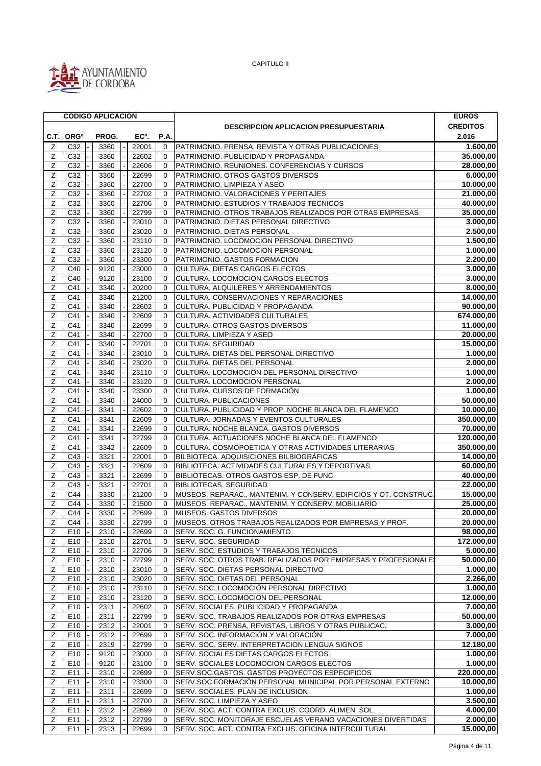CAPITULO II

| CÓDIGO APLICACIÓN | | | | | DESCRIPCION APLICACION PRESUPUESTARIA | EUROS CREDITOS 2.016 |
|---|---|---|---|---|---|---|
| C.T. | ORGº | PROG. | ECº. | P.A. | | |
| Z | C32 | 3360 | 22001 | 0 | PATRIMONIO. PRENSA, REVISTA Y OTRAS PUBLICACIONES | 1.600,00 |
| Z | C32 | 3360 | 22602 | 0 | PATRIMONIO. PUBLICIDAD Y PROPAGANDA | 35.000,00 |
| Z | C32 | 3360 | 22606 | 0 | PATRIMONIO. REUNIONES. CONFERENCIAS Y CURSOS | 28.000,00 |
| Z | C32 | 3360 | 22699 | 0 | PATRIMONIO. OTROS GASTOS DIVERSOS | 6.000,00 |
| Z | C32 | 3360 | 22700 | 0 | PATRIMONIO. LIMPIEZA Y ASEO | 10.000,00 |
| Z | C32 | 3360 | 22702 | 0 | PATRIMONIO. VALORACIONES Y PERITAJES | 21.000,00 |
| Z | C32 | 3360 | 22706 | 0 | PATRIMONIO. ESTUDIOS Y TRABAJOS TECNICOS | 40.000,00 |
| Z | C32 | 3360 | 22799 | 0 | PATRIMONIO. OTROS TRABAJOS REALIZADOS POR OTRAS EMPRESAS | 35.000,00 |
| Z | C32 | 3360 | 23010 | 0 | PATRIMONIO. DIETAS PERSONAL DIRECTIVO | 3.000,00 |
| Z | C32 | 3360 | 23020 | 0 | PATRIMONIO. DIETAS PERSONAL | 2.500,00 |
| Z | C32 | 3360 | 23110 | 0 | PATRIMONIO. LOCOMOCION PERSONAL DIRECTIVO | 1.500,00 |
| Z | C32 | 3360 | 23120 | 0 | PATRIMONIO. LOCOMOCION PERSONAL | 1.000,00 |
| Z | C32 | 3360 | 23300 | 0 | PATRIMONIO. GASTOS FORMACION | 2.200,00 |
| Z | C40 | 9120 | 23000 | 0 | CULTURA. DIETAS CARGOS ELECTOS | 3.000,00 |
| Z | C40 | 9120 | 23100 | 0 | CULTURA. LOCOMOCION CARGOS ELECTOS | 3.000,00 |
| Z | C41 | 3340 | 20200 | 0 | CULTURA. ALQUILERES Y ARRENDAMIENTOS | 8.000,00 |
| Z | C41 | 3340 | 21200 | 0 | CULTURA. CONSERVACIONES Y REPARACIONES | 14.000,00 |
| Z | C41 | 3340 | 22602 | 0 | CULTURA. PUBLICIDAD Y PROPAGANDA | 90.000,00 |
| Z | C41 | 3340 | 22609 | 0 | CULTURA. ACTIVIDADES CULTURALES | 674.000,00 |
| Z | C41 | 3340 | 22699 | 0 | CULTURA. OTROS GASTOS DIVERSOS | 11.000,00 |
| Z | C41 | 3340 | 22700 | 0 | CULTURA. LIMPIEZA Y ASEO | 20.000,00 |
| Z | C41 | 3340 | 22701 | 0 | CULTURA. SEGURIDAD | 15.000,00 |
| Z | C41 | 3340 | 23010 | 0 | CULTURA. DIETAS DEL PERSONAL DIRECTIVO | 1.000,00 |
| Z | C41 | 3340 | 23020 | 0 | CULTURA. DIETAS DEL PERSONAL | 2.000,00 |
| Z | C41 | 3340 | 23110 | 0 | CULTURA. LOCOMOCION DEL PERSONAL DIRECTIVO | 1.000,00 |
| Z | C41 | 3340 | 23120 | 0 | CULTURA. LOCOMOCION PERSONAL | 2.000,00 |
| Z | C41 | 3340 | 23300 | 0 | CULTURA. CURSOS DE FORMACIÓN | 1.000,00 |
| Z | C41 | 3340 | 24000 | 0 | CULTURA. PUBLICACIONES | 50.000,00 |
| Z | C41 | 3341 | 22602 | 0 | CULTURA. PUBLICIDAD Y PROP. NOCHE BLANCA DEL FLAMENCO | 10.000,00 |
| Z | C41 | 3341 | 22609 | 0 | CULTURA. JORNADAS Y EVENTOS CULTURALES | 350.000,00 |
| Z | C41 | 3341 | 22699 | 0 | CULTURA. NOCHE BLANCA. GASTOS DIVERSOS | 70.000,00 |
| Z | C41 | 3341 | 22799 | 0 | CULTURA. ACTUACIONES NOCHE BLANCA DEL FLAMENCO | 120.000,00 |
| Z | C41 | 3342 | 22609 | 0 | CULTURA. COSMOPOETICA Y OTRAS ACTIVIDADES LITERARIAS | 350.000,00 |
| Z | C43 | 3321 | 22001 | 0 | BILBIOTECA. ADQUISICIONES BILBIOGRÁFICAS | 14.000,00 |
| Z | C43 | 3321 | 22609 | 0 | BIBLIOTECA. ACTIVIDADES CULTURALES Y DEPORTIVAS | 60.000,00 |
| Z | C43 | 3321 | 22699 | 0 | BIBLIOTECAS. OTROS GASTOS ESP. DE FUNC. | 40.000,00 |
| Z | C43 | 3321 | 22701 | 0 | BIBLIOTECAS. SEGURIDAD | 22.000,00 |
| Z | C44 | 3330 | 21200 | 0 | MUSEOS. REPARAC., MANTENIM. Y CONSERV. EDIFICIOS Y OT. CONSTRUC. | 15.000,00 |
| Z | C44 | 3330 | 21500 | 0 | MUSEOS. REPARAC., MANTENIM. Y CONSERV. MOBILIARIO | 25.000,00 |
| Z | C44 | 3330 | 22699 | 0 | MUSEOS. GASTOS DIVERSOS | 20.000,00 |
| Z | C44 | 3330 | 22799 | 0 | MUSEOS. OTROS TRABAJOS REALIZADOS POR EMPRESAS Y PROF. | 20.000,00 |
| Z | E10 | 2310 | 22699 | 0 | SERV. SOC. G. FUNCIONAMIENTO | 98.000,00 |
| Z | E10 | 2310 | 22701 | 0 | SERV. SOC. SEGURIDAD | 172.000,00 |
| Z | E10 | 2310 | 22706 | 0 | SERV. SOC. ESTUDIOS Y TRABAJOS TÉCNICOS | 5.000,00 |
| Z | E10 | 2310 | 22799 | 0 | SERV. SOC. OTROS TRAB. REALIZADOS POR EMPRESAS Y PROFESIONALES | 50.000,00 |
| Z | E10 | 2310 | 23010 | 0 | SERV. SOC. DIETAS PERSONAL DIRECTIVO | 1.000,00 |
| Z | E10 | 2310 | 23020 | 0 | SERV. SOC. DIETAS DEL PERSONAL | 2.266,00 |
| Z | E10 | 2310 | 23110 | 0 | SERV. SOC. LOCOMOCIÓN PERSONAL DIRECTIVO | 1.000,00 |
| Z | E10 | 2310 | 23120 | 0 | SERV. SOC. LOCOMOCION DEL PERSONAL | 12.000,00 |
| Z | E10 | 2311 | 22602 | 0 | SERV. SOCIALES. PUBLICIDAD Y PROPAGANDA | 7.000,00 |
| Z | E10 | 2311 | 22799 | 0 | SERV. SOC. TRABAJOS REALIZADOS POR OTRAS EMPRESAS | 50.000,00 |
| Z | E10 | 2312 | 22001 | 0 | SERV. SOC. PRENSA, REVISTAS, LIBROS Y OTRAS PUBLICAC. | 3.000,00 |
| Z | E10 | 2312 | 22699 | 0 | SERV. SOC. INFORMACIÓN Y VALORACIÓN | 7.000,00 |
| Z | E10 | 2319 | 22799 | 0 | SERV. SOC. SERV. INTERPRETACION LENGUA SIGNOS | 12.180,00 |
| Z | E10 | 9120 | 23000 | 0 | SERV. SOCIALES DIETAS CARGOS ELECTOS | 1.000,00 |
| Z | E10 | 9120 | 23100 | 0 | SERV. SOCIALES LOCOMOCION CARGOS ELECTOS | 1.000,00 |
| Z | E11 | 2310 | 22699 | 0 | SERV.SOC.GASTOS. GASTOS PROYECTOS ESPECIFICOS | 220.000,00 |
| Z | E11 | 2310 | 23300 | 0 | SERV.SOC.FORMACIÓN PERSONAL MUNICIPAL POR PERSONAL EXTERNO | 10.000,00 |
| Z | E11 | 2311 | 22699 | 0 | SERV. SOCIALES. PLAN DE INCLUSION | 1.000,00 |
| Z | E11 | 2311 | 22700 | 0 | SERV. SOC. LIMPIEZA Y ASEO | 3.500,00 |
| Z | E11 | 2312 | 22699 | 0 | SERV. SOC. ACT. CONTRA EXCLUS. COORD. ALIMEN. SOL | 4.000,00 |
| Z | E11 | 2312 | 22799 | 0 | SERV. SOC. MONITORAJE ESCUELAS VERANO VACACIONES DIVERTIDAS | 2.000,00 |
| Z | E11 | 2313 | 22699 | 0 | SERV. SOC. ACT. CONTRA EXCLUS. OFICINA INTERCULTURAL | 15.000,00 |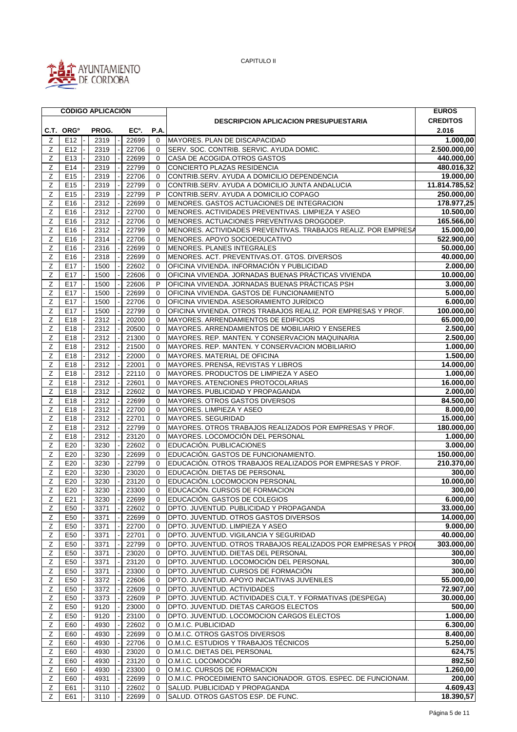CAPITULO II

| CÓDIGO APLICACIÓN | | | | | DESCRIPCION APLICACION PRESUPUESTARIA | EUROS CREDITOS 2.016 |
|---|---|---|---|---|---|---|
| C.T. | ORGº | PROG. | ECº. | P.A. | | |
| Z | E12 | 2319 | 22699 | 0 | MAYORES. PLAN DE DISCAPACIDAD | 1.000,00 |
| Z | E12 | 2319 | 22706 | 0 | SERV. SOC. CONTRIB. SERVIC. AYUDA DOMIC. | 2.500.000,00 |
| Z | E13 | 2310 | 22699 | 0 | CASA DE ACOGIDA.OTROS GASTOS | 440.000,00 |
| Z | E14 | 2319 | 22799 | 0 | CONCIERTO PLAZAS RESIDENCIA | 480.016,32 |
| Z | E15 | 2319 | 22706 | 0 | CONTRIB.SERV. AYUDA A DOMICILIO DEPENDENCIA | 19.000,00 |
| Z | E15 | 2319 | 22799 | 0 | CONTRIB.SERV. AYUDA A DOMICILIO JUNTA ANDALUCIA | 11.814.785,52 |
| Z | E15 | 2319 | 22799 | P | CONTRIB.SERV. AYUDA A DOMICILIO COPAGO | 250.000,00 |
| Z | E16 | 2312 | 22699 | 0 | MENORES. GASTOS ACTUACIONES DE INTEGRACION | 178.977,25 |
| Z | E16 | 2312 | 22700 | 0 | MENORES. ACTIVIDADES PREVENTIVAS. LIMPIEZA Y ASEO | 10.500,00 |
| Z | E16 | 2312 | 22706 | 0 | MENORES. ACTUACIONES PREVENTIVAS DROGODEP. | 165.566,00 |
| Z | E16 | 2312 | 22799 | 0 | MENORES. ACTIVIDADES PREVENTIVAS. TRABAJOS REALIZ. POR EMPRESA | 15.000,00 |
| Z | E16 | 2314 | 22706 | 0 | MENORES. APOYO SOCIOEDUCATIVO | 522.900,00 |
| Z | E16 | 2316 | 22699 | 0 | MENORES. PLANES INTEGRALES | 50.000,00 |
| Z | E16 | 2318 | 22699 | 0 | MENORES. ACT. PREVENTIVAS.OT. GTOS. DIVERSOS | 40.000,00 |
| Z | E17 | 1500 | 22602 | 0 | OFICINA VIVIENDA. INFORMACIÓN Y PUBLICIDAD | 2.000,00 |
| Z | E17 | 1500 | 22606 | 0 | OFICINA VIVIENDA. JORNADAS BUENAS PRÁCTICAS VIVIENDA | 10.000,00 |
| Z | E17 | 1500 | 22606 | P | OFICINA VIVIENDA. JORNADAS BUENAS PRÁCTICAS PSH | 3.000,00 |
| Z | E17 | 1500 | 22699 | 0 | OFICINA VIVIENDA. GASTOS DE FUNCIONAMIENTO | 5.000,00 |
| Z | E17 | 1500 | 22706 | 0 | OFICINA VIVIENDA. ASESORAMIENTO JURÍDICO | 6.000,00 |
| Z | E17 | 1500 | 22799 | 0 | OFICINA VIVIENDA. OTROS TRABAJOS REALIZ. POR EMPRESAS Y PROF. | 100.000,00 |
| Z | E18 | 2312 | 20200 | 0 | MAYORES. ARRENDAMIENTOS DE EDIFICIOS | 65.000,00 |
| Z | E18 | 2312 | 20500 | 0 | MAYORES. ARRENDAMIENTOS DE MOBILIARIO Y ENSERES | 2.500,00 |
| Z | E18 | 2312 | 21300 | 0 | MAYORES. REP. MANTEN. Y CONSERVACION MAQUINARIA | 2.500,00 |
| Z | E18 | 2312 | 21500 | 0 | MAYORES. REP. MANTEN. Y CONSERVACION MOBILIARIO | 1.000,00 |
| Z | E18 | 2312 | 22000 | 0 | MAYORES. MATERIAL DE OFICINA | 1.500,00 |
| Z | E18 | 2312 | 22001 | 0 | MAYORES. PRENSA, REVISTAS Y LIBROS | 14.000,00 |
| Z | E18 | 2312 | 22110 | 0 | MAYORES. PRODUCTOS DE LIMPIEZA Y ASEO | 1.000,00 |
| Z | E18 | 2312 | 22601 | 0 | MAYORES. ATENCIONES PROTOCOLARIAS | 16.000,00 |
| Z | E18 | 2312 | 22602 | 0 | MAYORES. PUBLICIDAD Y PROPAGANDA | 2.000,00 |
| Z | E18 | 2312 | 22699 | 0 | MAYORES. OTROS GASTOS DIVERSOS | 84.500,00 |
| Z | E18 | 2312 | 22700 | 0 | MAYORES. LIMPIEZA Y ASEO | 8.000,00 |
| Z | E18 | 2312 | 22701 | 0 | MAYORES. SEGURIDAD | 15.000,00 |
| Z | E18 | 2312 | 22799 | 0 | MAYORES. OTROS TRABAJOS REALIZADOS POR EMPRESAS Y PROF. | 180.000,00 |
| Z | E18 | 2312 | 23120 | 0 | MAYORES. LOCOMOCIÓN DEL PERSONAL | 1.000,00 |
| Z | E20 | 3230 | 22602 | 0 | EDUCACIÓN. PUBLICACIONES | 3.000,00 |
| Z | E20 | 3230 | 22699 | 0 | EDUCACIÓN. GASTOS DE FUNCIONAMIENTO. | 150.000,00 |
| Z | E20 | 3230 | 22799 | 0 | EDUCACIÓN. OTROS TRABAJOS REALIZADOS POR EMPRESAS Y PROF. | 210.370,00 |
| Z | E20 | 3230 | 23020 | 0 | EDUCACIÓN. DIETAS DE PERSONAL | 300,00 |
| Z | E20 | 3230 | 23120 | 0 | EDUCACIÓN. LOCOMOCION PERSONAL | 10.000,00 |
| Z | E20 | 3230 | 23300 | 0 | EDUCACIÓN. CURSOS DE FORMACION | 300,00 |
| Z | E21 | 3230 | 22699 | 0 | EDUCACIÓN. GASTOS DE COLEGIOS | 6.000,00 |
| Z | E50 | 3371 | 22602 | 0 | DPTO. JUVENTUD. PUBLICIDAD Y PROPAGANDA | 33.000,00 |
| Z | E50 | 3371 | 22699 | 0 | DPTO. JUVENTUD. OTROS GASTOS DIVERSOS | 14.000,00 |
| Z | E50 | 3371 | 22700 | 0 | DPTO. JUVENTUD. LIMPIEZA Y ASEO | 9.000,00 |
| Z | E50 | 3371 | 22701 | 0 | DPTO. JUVENTUD. VIGILANCIA Y SEGURIDAD | 40.000,00 |
| Z | E50 | 3371 | 22799 | 0 | DPTO. JUVENTUD. OTROS TRABAJOS REALIZADOS POR EMPRESAS Y PROF | 303.000,00 |
| Z | E50 | 3371 | 23020 | 0 | DPTO. JUVENTUD. DIETAS DEL PERSONAL | 300,00 |
| Z | E50 | 3371 | 23120 | 0 | DPTO. JUVENTUD. LOCOMOCIÓN DEL PERSONAL | 300,00 |
| Z | E50 | 3371 | 23300 | 0 | DPTO. JUVENTUD. CURSOS DE FORMACIÓN | 300,00 |
| Z | E50 | 3372 | 22606 | 0 | DPTO. JUVENTUD. APOYO INICIATIVAS JUVENILES | 55.000,00 |
| Z | E50 | 3372 | 22609 | 0 | DPTO. JUVENTUD. ACTIVIDADES | 72.907,00 |
| Z | E50 | 3373 | 22609 | P | DPTO. JUVENTUD. ACTIVIDADES CULT. Y FORMATIVAS (DESPEGA) | 30.000,00 |
| Z | E50 | 9120 | 23000 | 0 | DPTO. JUVENTUD. DIETAS CARGOS ELECTOS | 500,00 |
| Z | E50 | 9120 | 23100 | 0 | DPTO. JUVENTUD. LOCOMOCION CARGOS ELECTOS | 1.000,00 |
| Z | E60 | 4930 | 22602 | 0 | O.M.I.C. PUBLICIDAD | 6.300,00 |
| Z | E60 | 4930 | 22699 | 0 | O.M.I.C. OTROS GASTOS DIVERSOS | 8.400,00 |
| Z | E60 | 4930 | 22706 | 0 | O.M.I.C. ESTUDIOS Y TRABAJOS TÉCNICOS | 5.250,00 |
| Z | E60 | 4930 | 23020 | 0 | O.M.I.C. DIETAS DEL PERSONAL | 624,75 |
| Z | E60 | 4930 | 23120 | 0 | O.M.I.C. LOCOMOCIÓN | 892,50 |
| Z | E60 | 4930 | 23300 | 0 | O.M.I.C. CURSOS DE FORMACION | 1.260,00 |
| Z | E60 | 4931 | 22699 | 0 | O.M.I.C. PROCEDIMIENTO SANCIONADOR. GTOS. ESPEC. DE FUNCIONAM. | 200,00 |
| Z | E61 | 3110 | 22602 | 0 | SALUD. PUBLICIDAD Y PROPAGANDA | 4.609,43 |
| Z | E61 | 3110 | 22699 | 0 | SALUD. OTROS GASTOS ESP. DE FUNC. | 18.390,57 |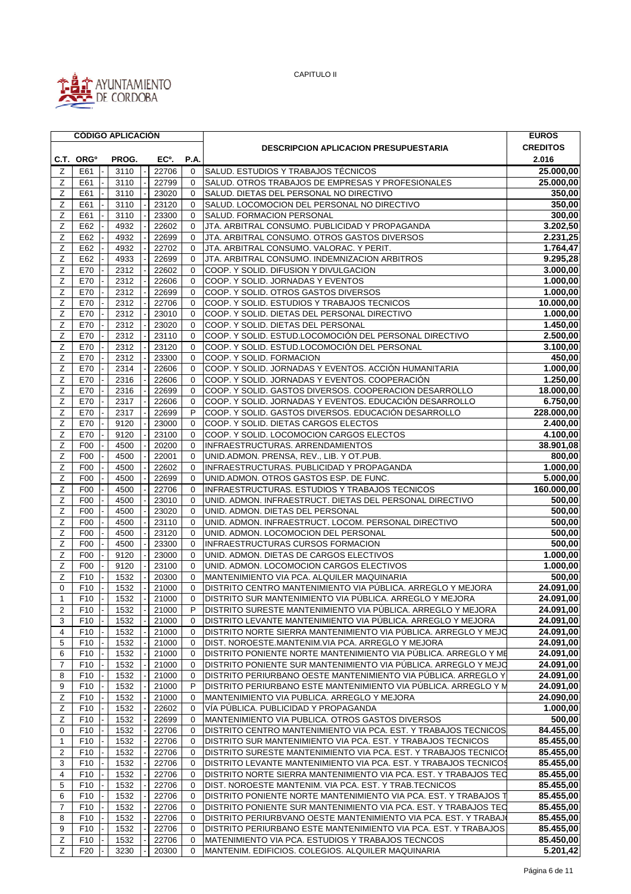CAPITULO II

| CÓDIGO APLICACIÓN | | | | | DESCRIPCION APLICACION PRESUPUESTARIA | EUROS CREDITOS 2.016 |
|---|---|---|---|---|---|---|
| C.T. | ORGº | PROG. | ECº. | P.A. | | |
| Z | E61 | 3110 | 22706 | 0 | SALUD. ESTUDIOS Y TRABAJOS TÉCNICOS | 25.000,00 |
| Z | E61 | 3110 | 22799 | 0 | SALUD. OTROS TRABAJOS DE EMPRESAS Y PROFESIONALES | 25.000,00 |
| Z | E61 | 3110 | 23020 | 0 | SALUD. DIETAS DEL PERSONAL NO DIRECTIVO | 350,00 |
| Z | E61 | 3110 | 23120 | 0 | SALUD. LOCOMOCION DEL PERSONAL NO DIRECTIVO | 350,00 |
| Z | E61 | 3110 | 23300 | 0 | SALUD. FORMACION PERSONAL | 300,00 |
| Z | E62 | 4932 | 22602 | 0 | JTA. ARBITRAL CONSUMO. PUBLICIDAD Y PROPAGANDA | 3.202,50 |
| Z | E62 | 4932 | 22699 | 0 | JTA. ARBITRAL CONSUMO. OTROS GASTOS DIVERSOS | 2.231,25 |
| Z | E62 | 4932 | 22702 | 0 | JTA. ARBITRAL CONSUMO. VALORAC. Y PERIT. | 1.764,47 |
| Z | E62 | 4933 | 22699 | 0 | JTA. ARBITRAL CONSUMO. INDEMNIZACION ARBITROS | 9.295,28 |
| Z | E70 | 2312 | 22602 | 0 | COOP. Y SOLID. DIFUSION Y DIVULGACION | 3.000,00 |
| Z | E70 | 2312 | 22606 | 0 | COOP. Y SOLID. JORNADAS Y EVENTOS | 1.000,00 |
| Z | E70 | 2312 | 22699 | 0 | COOP. Y SOLID. OTROS GASTOS DIVERSOS | 1.000,00 |
| Z | E70 | 2312 | 22706 | 0 | COOP. Y SOLID. ESTUDIOS Y TRABAJOS TECNICOS | 10.000,00 |
| Z | E70 | 2312 | 23010 | 0 | COOP. Y SOLID. DIETAS DEL PERSONAL DIRECTIVO | 1.000,00 |
| Z | E70 | 2312 | 23020 | 0 | COOP. Y SOLID. DIETAS DEL PERSONAL | 1.450,00 |
| Z | E70 | 2312 | 23110 | 0 | COOP. Y SOLID. ESTUD.LOCOMOCIÓN DEL PERSONAL DIRECTIVO | 2.500,00 |
| Z | E70 | 2312 | 23120 | 0 | COOP. Y SOLID. ESTUD.LOCOMOCIÓN DEL PERSONAL | 3.100,00 |
| Z | E70 | 2312 | 23300 | 0 | COOP. Y SOLID. FORMACION | 450,00 |
| Z | E70 | 2314 | 22606 | 0 | COOP. Y SOLID. JORNADAS Y EVENTOS. ACCIÓN HUMANITARIA | 1.000,00 |
| Z | E70 | 2316 | 22606 | 0 | COOP. Y SOLID. JORNADAS Y EVENTOS. COOPERACIÓN | 1.250,00 |
| Z | E70 | 2316 | 22699 | 0 | COOP. Y SOLID. GASTOS DIVERSOS. COOPERACION DESARROLLO | 18.000,00 |
| Z | E70 | 2317 | 22606 | 0 | COOP. Y SOLID. JORNADAS Y EVENTOS. EDUCACIÓN DESARROLLO | 6.750,00 |
| Z | E70 | 2317 | 22699 | P | COOP. Y SOLID. GASTOS DIVERSOS. EDUCACIÓN DESARROLLO | 228.000,00 |
| Z | E70 | 9120 | 23000 | 0 | COOP. Y SOLID. DIETAS CARGOS ELECTOS | 2.400,00 |
| Z | E70 | 9120 | 23100 | 0 | COOP. Y SOLID. LOCOMOCION CARGOS ELECTOS | 4.100,00 |
| Z | F00 | 4500 | 20200 | 0 | INFRAESTRUCTURAS. ARRENDAMIENTOS | 38.901,08 |
| Z | F00 | 4500 | 22001 | 0 | UNID.ADMON. PRENSA, REV., LIB. Y OT.PUB. | 800,00 |
| Z | F00 | 4500 | 22602 | 0 | INFRAESTRUCTURAS. PUBLICIDAD Y PROPAGANDA | 1.000,00 |
| Z | F00 | 4500 | 22699 | 0 | UNID.ADMON. OTROS GASTOS ESP. DE FUNC. | 5.000,00 |
| Z | F00 | 4500 | 22706 | 0 | INFRAESTRUCTURAS. ESTUDIOS Y TRABAJOS TECNICOS | 160.000,00 |
| Z | F00 | 4500 | 23010 | 0 | UNID. ADMON. INFRAESTRUCT. DIETAS DEL PERSONAL DIRECTIVO | 500,00 |
| Z | F00 | 4500 | 23020 | 0 | UNID. ADMON. DIETAS DEL PERSONAL | 500,00 |
| Z | F00 | 4500 | 23110 | 0 | UNID. ADMON. INFRAESTRUCT. LOCOM. PERSONAL DIRECTIVO | 500,00 |
| Z | F00 | 4500 | 23120 | 0 | UNID. ADMON. LOCOMOCION DEL PERSONAL | 500,00 |
| Z | F00 | 4500 | 23300 | 0 | INFRAESTRUCTURAS CURSOS FORMACION | 500,00 |
| Z | F00 | 9120 | 23000 | 0 | UNID. ADMON. DIETAS DE CARGOS ELECTIVOS | 1.000,00 |
| Z | F00 | 9120 | 23100 | 0 | UNID. ADMON. LOCOMOCION CARGOS ELECTIVOS | 1.000,00 |
| Z | F10 | 1532 | 20300 | 0 | MANTENIMIENTO VIA PCA. ALQUILER MAQUINARIA | 500,00 |
| 0 | F10 | 1532 | 21000 | 0 | DISTRITO CENTRO MANTENIMIENTO VIA PÚBLICA. ARREGLO Y MEJORA | 24.091,00 |
| 1 | F10 | 1532 | 21000 | 0 | DISTRITO SUR MANTENIMIENTO VIA PÚBLICA. ARREGLO Y MEJORA | 24.091,00 |
| 2 | F10 | 1532 | 21000 | P | DISTRITO SURESTE MANTENIMIENTO VIA PÚBLICA. ARREGLO Y MEJORA | 24.091,00 |
| 3 | F10 | 1532 | 21000 | 0 | DISTRITO LEVANTE MANTENIMIENTO VIA PÚBLICA. ARREGLO Y MEJORA | 24.091,00 |
| 4 | F10 | 1532 | 21000 | 0 | DISTRITO NORTE SIERRA MANTENIMIENTO VIA PÚBLICA. ARREGLO Y MEJO | 24.091,00 |
| 5 | F10 | 1532 | 21000 | 0 | DIST. NOROESTE.MANTENIM.VIA PCA. ARREGLO Y MEJORA | 24.091,00 |
| 6 | F10 | 1532 | 21000 | 0 | DISTRITO PONIENTE NORTE MANTENIMIENTO VIA PÚBLICA. ARREGLO Y ME | 24.091,00 |
| 7 | F10 | 1532 | 21000 | 0 | DISTRITO PONIENTE SUR MANTENIMIENTO VIA PÚBLICA. ARREGLO Y MEJO | 24.091,00 |
| 8 | F10 | 1532 | 21000 | 0 | DISTRITO PERIURBANO OESTE MANTENIMIENTO VIA PÚBLICA. ARREGLO Y | 24.091,00 |
| 9 | F10 | 1532 | 21000 | P | DISTRITO PERIURBANO ESTE MANTENIMIENTO VIA PÚBLICA. ARREGLO Y M | 24.091,00 |
| Z | F10 | 1532 | 21000 | 0 | MANTENIMIENTO VIA PUBLICA. ARREGLO Y MEJORA | 24.090,00 |
| Z | F10 | 1532 | 22602 | 0 | VÍA PÚBLICA. PUBLICIDAD Y PROPAGANDA | 1.000,00 |
| Z | F10 | 1532 | 22699 | 0 | MANTENIMIENTO VIA PUBLICA. OTROS GASTOS DIVERSOS | 500,00 |
| 0 | F10 | 1532 | 22706 | 0 | DISTRITO CENTRO MANTENIMIENTO VIA PCA. EST. Y TRABAJOS TECNICOS | 84.455,00 |
| 1 | F10 | 1532 | 22706 | 0 | DISTRITO SUR MANTENIMIENTO VIA PCA. EST. Y TRABAJOS TECNICOS | 85.455,00 |
| 2 | F10 | 1532 | 22706 | 0 | DISTRITO SURESTE MANTENIMIENTO VIA PCA. EST. Y TRABAJOS TECNICOS | 85.455,00 |
| 3 | F10 | 1532 | 22706 | 0 | DISTRITO LEVANTE MANTENIMIENTO VIA PCA. EST. Y TRABAJOS TECNICOS | 85.455,00 |
| 4 | F10 | 1532 | 22706 | 0 | DISTRITO NORTE SIERRA MANTENIMIENTO VIA PCA. EST. Y TRABAJOS TEC | 85.455,00 |
| 5 | F10 | 1532 | 22706 | 0 | DIST. NOROESTE MANTENIM. VIA PCA. EST. Y TRAB.TECNICOS | 85.455,00 |
| 6 | F10 | 1532 | 22706 | 0 | DISTRITO PONIENTE NORTE MANTENIMIENTO VIA PCA. EST. Y TRABAJOS T | 85.455,00 |
| 7 | F10 | 1532 | 22706 | 0 | DISTRITO PONIENTE SUR MANTENIMIENTO VIA PCA. EST. Y TRABAJOS TEC | 85.455,00 |
| 8 | F10 | 1532 | 22706 | 0 | DISTRITO PERIURBVANO OESTE MANTENIMIENTO VIA PCA. EST. Y TRABAJ | 85.455,00 |
| 9 | F10 | 1532 | 22706 | 0 | DISTRITO PERIURBANO ESTE MANTENIMIENTO VIA PCA. EST. Y TRABAJOS | 85.455,00 |
| Z | F10 | 1532 | 22706 | 0 | MATENIMIENTO VIA PCA. ESTUDIOS Y TRABAJOS TECNCOS | 85.450,00 |
| Z | F20 | 3230 | 20300 | 0 | MANTENIM. EDIFICIOS. COLEGIOS. ALQUILER MAQUINARIA | 5.201,42 |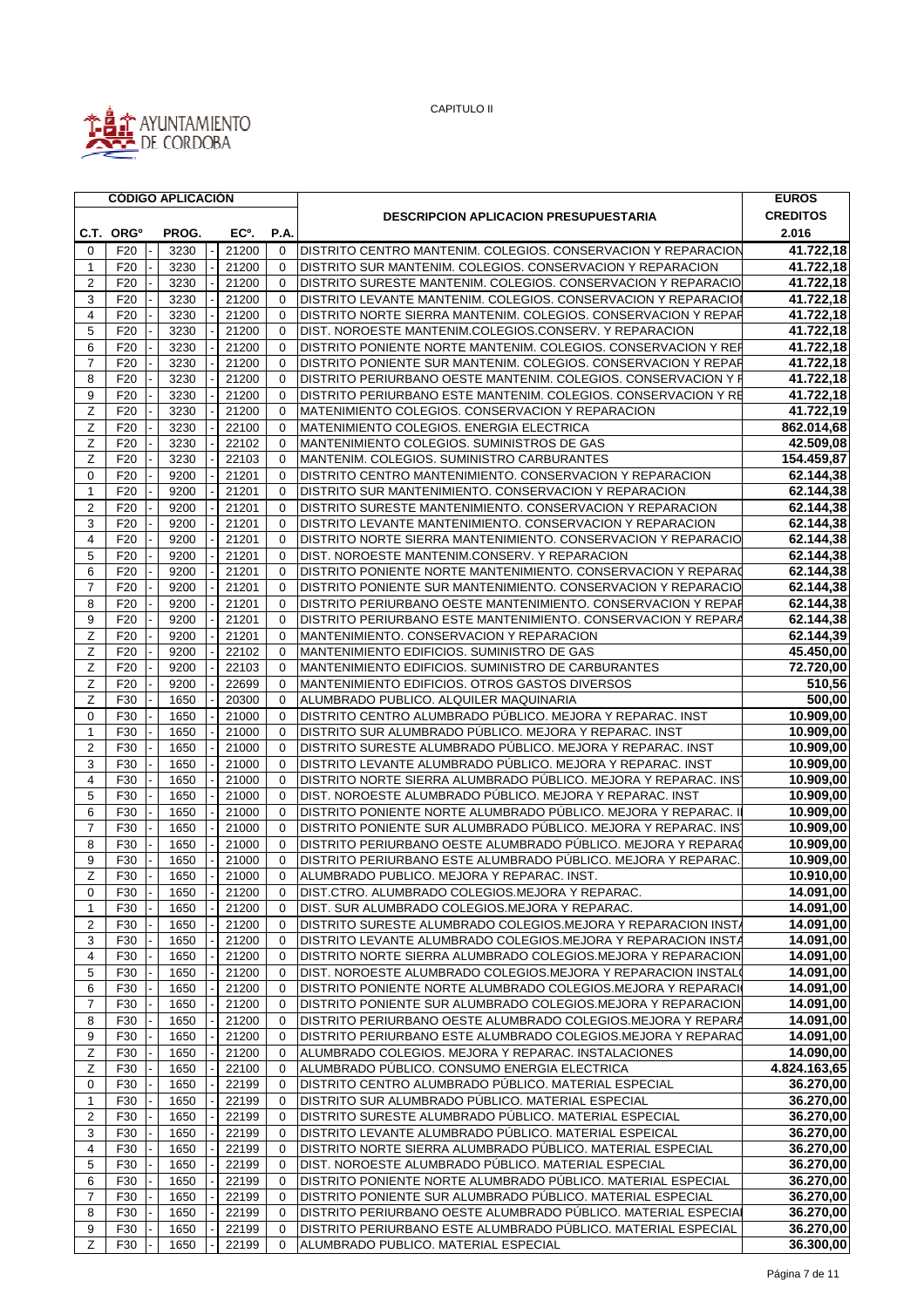CAPITULO II

AYUNTAMIENTO DE CORDOBA

| CÓDIGO APLICACIÓN | | | | | DESCRIPCION APLICACION PRESUPUESTARIA | EUROS CREDITOS |
|---|---|---|---|---|---|---|
| C.T. | ORGº | PROG. | ECº. | P.A. | | 2.016 |
| 0 | F20 | 3230 | 21200 | 0 | DISTRITO CENTRO MANTENIM. COLEGIOS. CONSERVACION Y REPARACION | 41.722,18 |
| 1 | F20 | 3230 | 21200 | 0 | DISTRITO SUR MANTENIM. COLEGIOS. CONSERVACION Y REPARACION | 41.722,18 |
| 2 | F20 | 3230 | 21200 | 0 | DISTRITO SURESTE MANTENIM. COLEGIOS. CONSERVACION Y REPARACIO | 41.722,18 |
| 3 | F20 | 3230 | 21200 | 0 | DISTRITO LEVANTE MANTENIM. COLEGIOS. CONSERVACION Y REPARACIO | 41.722,18 |
| 4 | F20 | 3230 | 21200 | 0 | DISTRITO NORTE SIERRA MANTENIM. COLEGIOS. CONSERVACION Y REPAR | 41.722,18 |
| 5 | F20 | 3230 | 21200 | 0 | DIST. NOROESTE MANTENIM.COLEGIOS.CONSERV. Y REPARACION | 41.722,18 |
| 6 | F20 | 3230 | 21200 | 0 | DISTRITO PONIENTE NORTE MANTENIM. COLEGIOS. CONSERVACION Y REF | 41.722,18 |
| 7 | F20 | 3230 | 21200 | 0 | DISTRITO PONIENTE SUR MANTENIM. COLEGIOS. CONSERVACION Y REPAR | 41.722,18 |
| 8 | F20 | 3230 | 21200 | 0 | DISTRITO PERIURBANO OESTE MANTENIM. COLEGIOS. CONSERVACION Y F | 41.722,18 |
| 9 | F20 | 3230 | 21200 | 0 | DISTRITO PERIURBANO ESTE MANTENIM. COLEGIOS. CONSERVACION Y RE | 41.722,18 |
| Z | F20 | 3230 | 21200 | 0 | MATENIMIENTO COLEGIOS. CONSERVACION Y REPARACION | 41.722,19 |
| Z | F20 | 3230 | 22100 | 0 | MATENIMIENTO COLEGIOS. ENERGIA ELECTRICA | 862.014,68 |
| Z | F20 | 3230 | 22102 | 0 | MANTENIMIENTO COLEGIOS. SUMINISTROS DE GAS | 42.509,08 |
| Z | F20 | 3230 | 22103 | 0 | MANTENIM. COLEGIOS. SUMINISTRO CARBURANTES | 154.459,87 |
| 0 | F20 | 9200 | 21201 | 0 | DISTRITO CENTRO MANTENIMIENTO. CONSERVACION Y REPARACION | 62.144,38 |
| 1 | F20 | 9200 | 21201 | 0 | DISTRITO SUR MANTENIMIENTO. CONSERVACION Y REPARACION | 62.144,38 |
| 2 | F20 | 9200 | 21201 | 0 | DISTRITO SURESTE MANTENIMIENTO. CONSERVACION Y REPARACION | 62.144,38 |
| 3 | F20 | 9200 | 21201 | 0 | DISTRITO LEVANTE MANTENIMIENTO. CONSERVACION Y REPARACION | 62.144,38 |
| 4 | F20 | 9200 | 21201 | 0 | DISTRITO NORTE SIERRA MANTENIMIENTO. CONSERVACION Y REPARACIO | 62.144,38 |
| 5 | F20 | 9200 | 21201 | 0 | DIST. NOROESTE MANTENIM.CONSERV. Y REPARACION | 62.144,38 |
| 6 | F20 | 9200 | 21201 | 0 | DISTRITO PONIENTE NORTE MANTENIMIENTO. CONSERVACION Y REPARAC | 62.144,38 |
| 7 | F20 | 9200 | 21201 | 0 | DISTRITO PONIENTE SUR MANTENIMIENTO. CONSERVACION Y REPARACIO | 62.144,38 |
| 8 | F20 | 9200 | 21201 | 0 | DISTRITO PERIURBANO OESTE MANTENIMIENTO. CONSERVACION Y REPAR | 62.144,38 |
| 9 | F20 | 9200 | 21201 | 0 | DISTRITO PERIURBANO ESTE MANTENIMIENTO. CONSERVACION Y REPARA | 62.144,38 |
| Z | F20 | 9200 | 21201 | 0 | MANTENIMIENTO. CONSERVACION Y REPARACION | 62.144,39 |
| Z | F20 | 9200 | 22102 | 0 | MANTENIMIENTO EDIFICIOS. SUMINISTRO DE GAS | 45.450,00 |
| Z | F20 | 9200 | 22103 | 0 | MANTENIMIENTO EDIFICIOS. SUMINISTRO DE CARBURANTES | 72.720,00 |
| Z | F20 | 9200 | 22699 | 0 | MANTENIMIENTO EDIFICIOS. OTROS GASTOS DIVERSOS | 510,56 |
| Z | F30 | 1650 | 20300 | 0 | ALUMBRADO PUBLICO. ALQUILER MAQUINARIA | 500,00 |
| 0 | F30 | 1650 | 21000 | 0 | DISTRITO CENTRO ALUMBRADO PÚBLICO. MEJORA Y REPARAC. INST | 10.909,00 |
| 1 | F30 | 1650 | 21000 | 0 | DISTRITO SUR ALUMBRADO PÚBLICO. MEJORA Y REPARAC. INST | 10.909,00 |
| 2 | F30 | 1650 | 21000 | 0 | DISTRITO SURESTE ALUMBRADO PÚBLICO. MEJORA Y REPARAC. INST | 10.909,00 |
| 3 | F30 | 1650 | 21000 | 0 | DISTRITO LEVANTE ALUMBRADO PÚBLICO. MEJORA Y REPARAC. INST | 10.909,00 |
| 4 | F30 | 1650 | 21000 | 0 | DISTRITO NORTE SIERRA ALUMBRADO PÚBLICO. MEJORA Y REPARAC. INS | 10.909,00 |
| 5 | F30 | 1650 | 21000 | 0 | DIST. NOROESTE ALUMBRADO PÚBLICO. MEJORA Y REPARAC. INST | 10.909,00 |
| 6 | F30 | 1650 | 21000 | 0 | DISTRITO PONIENTE NORTE ALUMBRADO PÚBLICO. MEJORA Y REPARAC. I | 10.909,00 |
| 7 | F30 | 1650 | 21000 | 0 | DISTRITO PONIENTE SUR ALUMBRADO PÚBLICO. MEJORA Y REPARAC. INS | 10.909,00 |
| 8 | F30 | 1650 | 21000 | 0 | DISTRITO PERIURBANO OESTE ALUMBRADO PÚBLICO. MEJORA Y REPARAC | 10.909,00 |
| 9 | F30 | 1650 | 21000 | 0 | DISTRITO PERIURBANO ESTE ALUMBRADO PÚBLICO. MEJORA Y REPARAC. | 10.909,00 |
| Z | F30 | 1650 | 21000 | 0 | ALUMBRADO PUBLICO. MEJORA Y REPARAC. INST. | 10.910,00 |
| 0 | F30 | 1650 | 21200 | 0 | DIST.CTRO. ALUMBRADO COLEGIOS.MEJORA Y REPARAC. | 14.091,00 |
| 1 | F30 | 1650 | 21200 | 0 | DIST. SUR ALUMBRADO COLEGIOS.MEJORA Y REPARAC. | 14.091,00 |
| 2 | F30 | 1650 | 21200 | 0 | DISTRITO SURESTE ALUMBRADO COLEGIOS.MEJORA Y REPARACION INST | 14.091,00 |
| 3 | F30 | 1650 | 21200 | 0 | DISTRITO LEVANTE ALUMBRADO COLEGIOS.MEJORA Y REPARACION INSTA | 14.091,00 |
| 4 | F30 | 1650 | 21200 | 0 | DISTRITO NORTE SIERRA ALUMBRADO COLEGIOS.MEJORA Y REPARACION | 14.091,00 |
| 5 | F30 | 1650 | 21200 | 0 | DIST. NOROESTE ALUMBRADO COLEGIOS.MEJORA Y REPARACION INSTAL | 14.091,00 |
| 6 | F30 | 1650 | 21200 | 0 | DISTRITO PONIENTE NORTE ALUMBRADO COLEGIOS.MEJORA Y REPARACI | 14.091,00 |
| 7 | F30 | 1650 | 21200 | 0 | DISTRITO PONIENTE SUR ALUMBRADO COLEGIOS.MEJORA Y REPARACION | 14.091,00 |
| 8 | F30 | 1650 | 21200 | 0 | DISTRITO PERIURBANO OESTE ALUMBRADO COLEGIOS.MEJORA Y REPARA | 14.091,00 |
| 9 | F30 | 1650 | 21200 | 0 | DISTRITO PERIURBANO ESTE ALUMBRADO COLEGIOS.MEJORA Y REPARAC | 14.091,00 |
| Z | F30 | 1650 | 21200 | 0 | ALUMBRADO COLEGIOS. MEJORA Y REPARAC. INSTALACIONES | 14.090,00 |
| Z | F30 | 1650 | 22100 | 0 | ALUMBRADO PÚBLICO. CONSUMO ENERGIA ELECTRICA | 4.824.163,65 |
| 0 | F30 | 1650 | 22199 | 0 | DISTRITO CENTRO ALUMBRADO PÚBLICO. MATERIAL ESPECIAL | 36.270,00 |
| 1 | F30 | 1650 | 22199 | 0 | DISTRITO SUR ALUMBRADO PÚBLICO. MATERIAL ESPECIAL | 36.270,00 |
| 2 | F30 | 1650 | 22199 | 0 | DISTRITO SURESTE ALUMBRADO PÚBLICO. MATERIAL ESPECIAL | 36.270,00 |
| 3 | F30 | 1650 | 22199 | 0 | DISTRITO LEVANTE ALUMBRADO PÚBLICO. MATERIAL ESPEICAL | 36.270,00 |
| 4 | F30 | 1650 | 22199 | 0 | DISTRITO NORTE SIERRA ALUMBRADO PÚBLICO. MATERIAL ESPECIAL | 36.270,00 |
| 5 | F30 | 1650 | 22199 | 0 | DIST. NOROESTE ALUMBRADO PÚBLICO. MATERIAL ESPECIAL | 36.270,00 |
| 6 | F30 | 1650 | 22199 | 0 | DISTRITO PONIENTE NORTE ALUMBRADO PÚBLICO. MATERIAL ESPECIAL | 36.270,00 |
| 7 | F30 | 1650 | 22199 | 0 | DISTRITO PONIENTE SUR ALUMBRADO PÚBLICO. MATERIAL ESPECIAL | 36.270,00 |
| 8 | F30 | 1650 | 22199 | 0 | DISTRITO PERIURBANO OESTE ALUMBRADO PÚBLICO. MATERIAL ESPECIA | 36.270,00 |
| 9 | F30 | 1650 | 22199 | 0 | DISTRITO PERIURBANO ESTE ALUMBRADO PÚBLICO. MATERIAL ESPECIAL | 36.270,00 |
| Z | F30 | 1650 | 22199 | 0 | ALUMBRADO PUBLICO. MATERIAL ESPECIAL | 36.300,00 |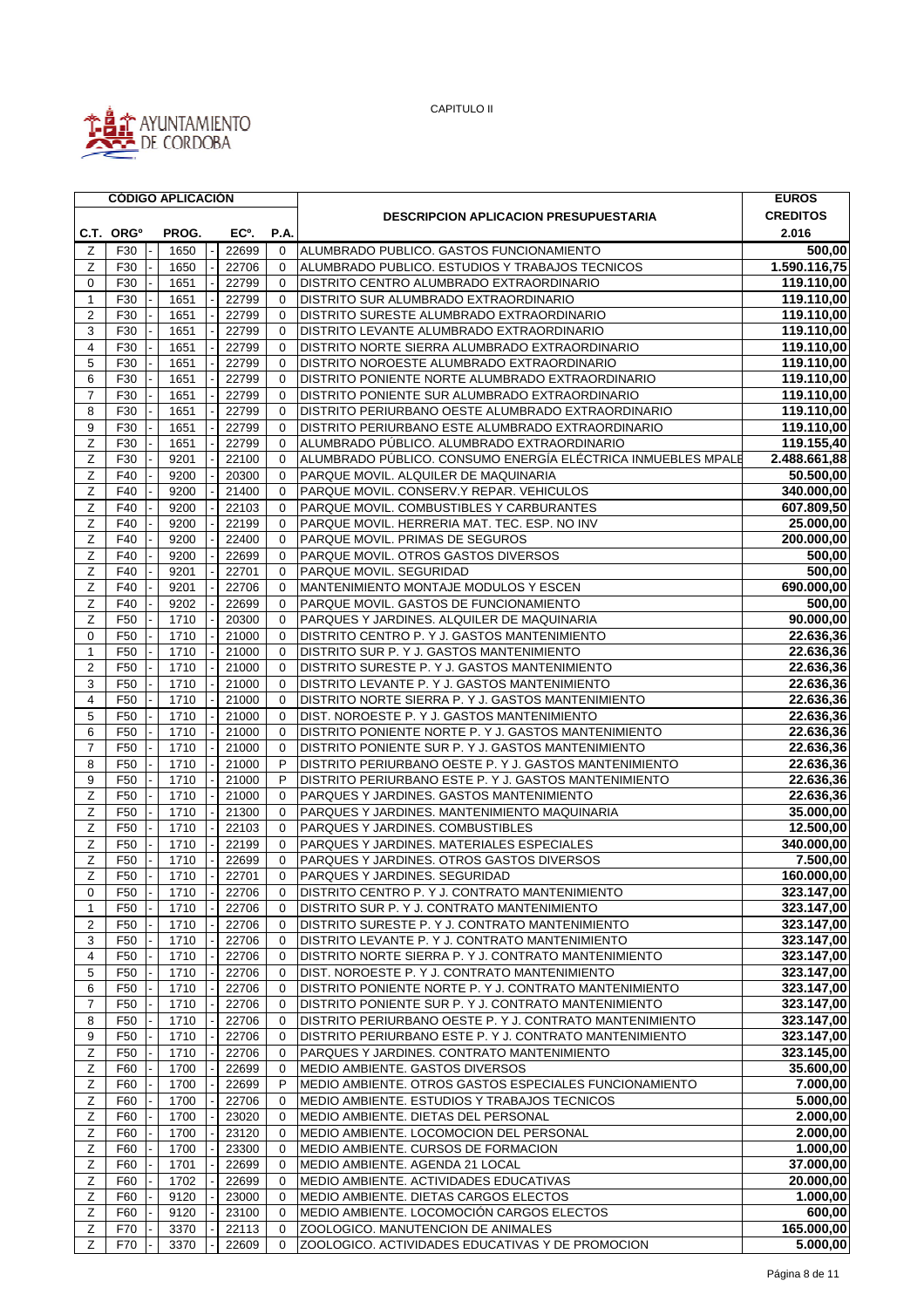CAPITULO II

| CÓDIGO APLICACIÓN | | | | | DESCRIPCION APLICACION PRESUPUESTARIA | EUROS CREDITOS 2.016 |
|---|---|---|---|---|---|---|
| C.T. | ORGº | PROG. | ECº. | P.A. | | |
| Z | F30 | 1650 | 22699 | 0 | ALUMBRADO PUBLICO. GASTOS FUNCIONAMIENTO | 500,00 |
| Z | F30 | 1650 | 22706 | 0 | ALUMBRADO PUBLICO. ESTUDIOS Y TRABAJOS TECNICOS | 1.590.116,75 |
| 0 | F30 | 1651 | 22799 | 0 | DISTRITO CENTRO ALUMBRADO EXTRAORDINARIO | 119.110,00 |
| 1 | F30 | 1651 | 22799 | 0 | DISTRITO SUR ALUMBRADO EXTRAORDINARIO | 119.110,00 |
| 2 | F30 | 1651 | 22799 | 0 | DISTRITO SURESTE ALUMBRADO EXTRAORDINARIO | 119.110,00 |
| 3 | F30 | 1651 | 22799 | 0 | DISTRITO LEVANTE ALUMBRADO EXTRAORDINARIO | 119.110,00 |
| 4 | F30 | 1651 | 22799 | 0 | DISTRITO NORTE SIERRA ALUMBRADO EXTRAORDINARIO | 119.110,00 |
| 5 | F30 | 1651 | 22799 | 0 | DISTRITO NOROESTE ALUMBRADO EXTRAORDINARIO | 119.110,00 |
| 6 | F30 | 1651 | 22799 | 0 | DISTRITO PONIENTE NORTE ALUMBRADO EXTRAORDINARIO | 119.110,00 |
| 7 | F30 | 1651 | 22799 | 0 | DISTRITO PONIENTE SUR ALUMBRADO EXTRAORDINARIO | 119.110,00 |
| 8 | F30 | 1651 | 22799 | 0 | DISTRITO PERIURBANO OESTE ALUMBRADO EXTRAORDINARIO | 119.110,00 |
| 9 | F30 | 1651 | 22799 | 0 | DISTRITO PERIURBANO ESTE ALUMBRADO EXTRAORDINARIO | 119.110,00 |
| Z | F30 | 1651 | 22799 | 0 | ALUMBRADO PÚBLICO. ALUMBRADO EXTRAORDINARIO | 119.155,40 |
| Z | F30 | 9201 | 22100 | 0 | ALUMBRADO PÚBLICO. CONSUMO ENERGÍA ELÉCTRICA INMUEBLES MPALE | 2.488.661,88 |
| Z | F40 | 9200 | 20300 | 0 | PARQUE MOVIL. ALQUILER DE MAQUINARIA | 50.500,00 |
| Z | F40 | 9200 | 21400 | 0 | PARQUE MOVIL. CONSERV.Y REPAR. VEHICULOS | 340.000,00 |
| Z | F40 | 9200 | 22103 | 0 | PARQUE MOVIL. COMBUSTIBLES Y CARBURANTES | 607.809,50 |
| Z | F40 | 9200 | 22199 | 0 | PARQUE MOVIL. HERRERIA MAT. TEC. ESP. NO INV | 25.000,00 |
| Z | F40 | 9200 | 22400 | 0 | PARQUE MOVIL. PRIMAS DE SEGUROS | 200.000,00 |
| Z | F40 | 9200 | 22699 | 0 | PARQUE MOVIL. OTROS GASTOS DIVERSOS | 500,00 |
| Z | F40 | 9201 | 22701 | 0 | PARQUE MOVIL. SEGURIDAD | 500,00 |
| Z | F40 | 9201 | 22706 | 0 | MANTENIMIENTO MONTAJE MODULOS Y ESCEN | 690.000,00 |
| Z | F40 | 9202 | 22699 | 0 | PARQUE MOVIL. GASTOS DE FUNCIONAMIENTO | 500,00 |
| Z | F50 | 1710 | 20300 | 0 | PARQUES Y JARDINES. ALQUILER DE MAQUINARIA | 90.000,00 |
| 0 | F50 | 1710 | 21000 | 0 | DISTRITO CENTRO P. Y J. GASTOS MANTENIMIENTO | 22.636,36 |
| 1 | F50 | 1710 | 21000 | 0 | DISTRITO SUR P. Y J. GASTOS MANTENIMIENTO | 22.636,36 |
| 2 | F50 | 1710 | 21000 | 0 | DISTRITO SURESTE P. Y J. GASTOS MANTENIMIENTO | 22.636,36 |
| 3 | F50 | 1710 | 21000 | 0 | DISTRITO LEVANTE P. Y J. GASTOS MANTENIMIENTO | 22.636,36 |
| 4 | F50 | 1710 | 21000 | 0 | DISTRITO NORTE SIERRA P. Y J. GASTOS MANTENIMIENTO | 22.636,36 |
| 5 | F50 | 1710 | 21000 | 0 | DIST. NOROESTE P. Y J. GASTOS MANTENIMIENTO | 22.636,36 |
| 6 | F50 | 1710 | 21000 | 0 | DISTRITO PONIENTE NORTE P. Y J. GASTOS MANTENIMIENTO | 22.636,36 |
| 7 | F50 | 1710 | 21000 | 0 | DISTRITO PONIENTE SUR P. Y J. GASTOS MANTENIMIENTO | 22.636,36 |
| 8 | F50 | 1710 | 21000 | P | DISTRITO PERIURBANO OESTE P. Y J. GASTOS MANTENIMIENTO | 22.636,36 |
| 9 | F50 | 1710 | 21000 | P | DISTRITO PERIURBANO ESTE P. Y J. GASTOS MANTENIMIENTO | 22.636,36 |
| Z | F50 | 1710 | 21000 | 0 | PARQUES Y JARDINES. GASTOS MANTENIMIENTO | 22.636,36 |
| Z | F50 | 1710 | 21300 | 0 | PARQUES Y JARDINES. MANTENIMIENTO MAQUINARIA | 35.000,00 |
| Z | F50 | 1710 | 22103 | 0 | PARQUES Y JARDINES. COMBUSTIBLES | 12.500,00 |
| Z | F50 | 1710 | 22199 | 0 | PARQUES Y JARDINES. MATERIALES ESPECIALES | 340.000,00 |
| Z | F50 | 1710 | 22699 | 0 | PARQUES Y JARDINES. OTROS GASTOS DIVERSOS | 7.500,00 |
| Z | F50 | 1710 | 22701 | 0 | PARQUES Y JARDINES. SEGURIDAD | 160.000,00 |
| 0 | F50 | 1710 | 22706 | 0 | DISTRITO CENTRO P. Y J. CONTRATO MANTENIMIENTO | 323.147,00 |
| 1 | F50 | 1710 | 22706 | 0 | DISTRITO SUR P. Y J. CONTRATO MANTENIMIENTO | 323.147,00 |
| 2 | F50 | 1710 | 22706 | 0 | DISTRITO SURESTE P. Y J. CONTRATO MANTENIMIENTO | 323.147,00 |
| 3 | F50 | 1710 | 22706 | 0 | DISTRITO LEVANTE P. Y J. CONTRATO MANTENIMIENTO | 323.147,00 |
| 4 | F50 | 1710 | 22706 | 0 | DISTRITO NORTE SIERRA P. Y J. CONTRATO MANTENIMIENTO | 323.147,00 |
| 5 | F50 | 1710 | 22706 | 0 | DIST. NOROESTE P. Y J. CONTRATO MANTENIMIENTO | 323.147,00 |
| 6 | F50 | 1710 | 22706 | 0 | DISTRITO PONIENTE NORTE P. Y J. CONTRATO MANTENIMIENTO | 323.147,00 |
| 7 | F50 | 1710 | 22706 | 0 | DISTRITO PONIENTE SUR P. Y J. CONTRATO MANTENIMIENTO | 323.147,00 |
| 8 | F50 | 1710 | 22706 | 0 | DISTRITO PERIURBANO OESTE P. Y J. CONTRATO MANTENIMIENTO | 323.147,00 |
| 9 | F50 | 1710 | 22706 | 0 | DISTRITO PERIURBANO ESTE P. Y J. CONTRATO MANTENIMIENTO | 323.147,00 |
| Z | F50 | 1710 | 22706 | 0 | PARQUES Y JARDINES. CONTRATO MANTENIMIENTO | 323.145,00 |
| Z | F60 | 1700 | 22699 | 0 | MEDIO AMBIENTE. GASTOS DIVERSOS | 35.600,00 |
| Z | F60 | 1700 | 22699 | P | MEDIO AMBIENTE. OTROS GASTOS ESPECIALES FUNCIONAMIENTO | 7.000,00 |
| Z | F60 | 1700 | 22706 | 0 | MEDIO AMBIENTE. ESTUDIOS Y TRABAJOS TECNICOS | 5.000,00 |
| Z | F60 | 1700 | 23020 | 0 | MEDIO AMBIENTE. DIETAS DEL PERSONAL | 2.000,00 |
| Z | F60 | 1700 | 23120 | 0 | MEDIO AMBIENTE. LOCOMOCION DEL PERSONAL | 2.000,00 |
| Z | F60 | 1700 | 23300 | 0 | MEDIO AMBIENTE. CURSOS DE FORMACION | 1.000,00 |
| Z | F60 | 1701 | 22699 | 0 | MEDIO AMBIENTE. AGENDA 21 LOCAL | 37.000,00 |
| Z | F60 | 1702 | 22699 | 0 | MEDIO AMBIENTE. ACTIVIDADES EDUCATIVAS | 20.000,00 |
| Z | F60 | 9120 | 23000 | 0 | MEDIO AMBIENTE. DIETAS CARGOS ELECTOS | 1.000,00 |
| Z | F60 | 9120 | 23100 | 0 | MEDIO AMBIENTE. LOCOMOCIÓN CARGOS ELECTOS | 600,00 |
| Z | F70 | 3370 | 22113 | 0 | ZOOLOGICO. MANUTENCION DE ANIMALES | 165.000,00 |
| Z | F70 | 3370 | 22609 | 0 | ZOOLOGICO. ACTIVIDADES EDUCATIVAS Y DE PROMOCION | 5.000,00 |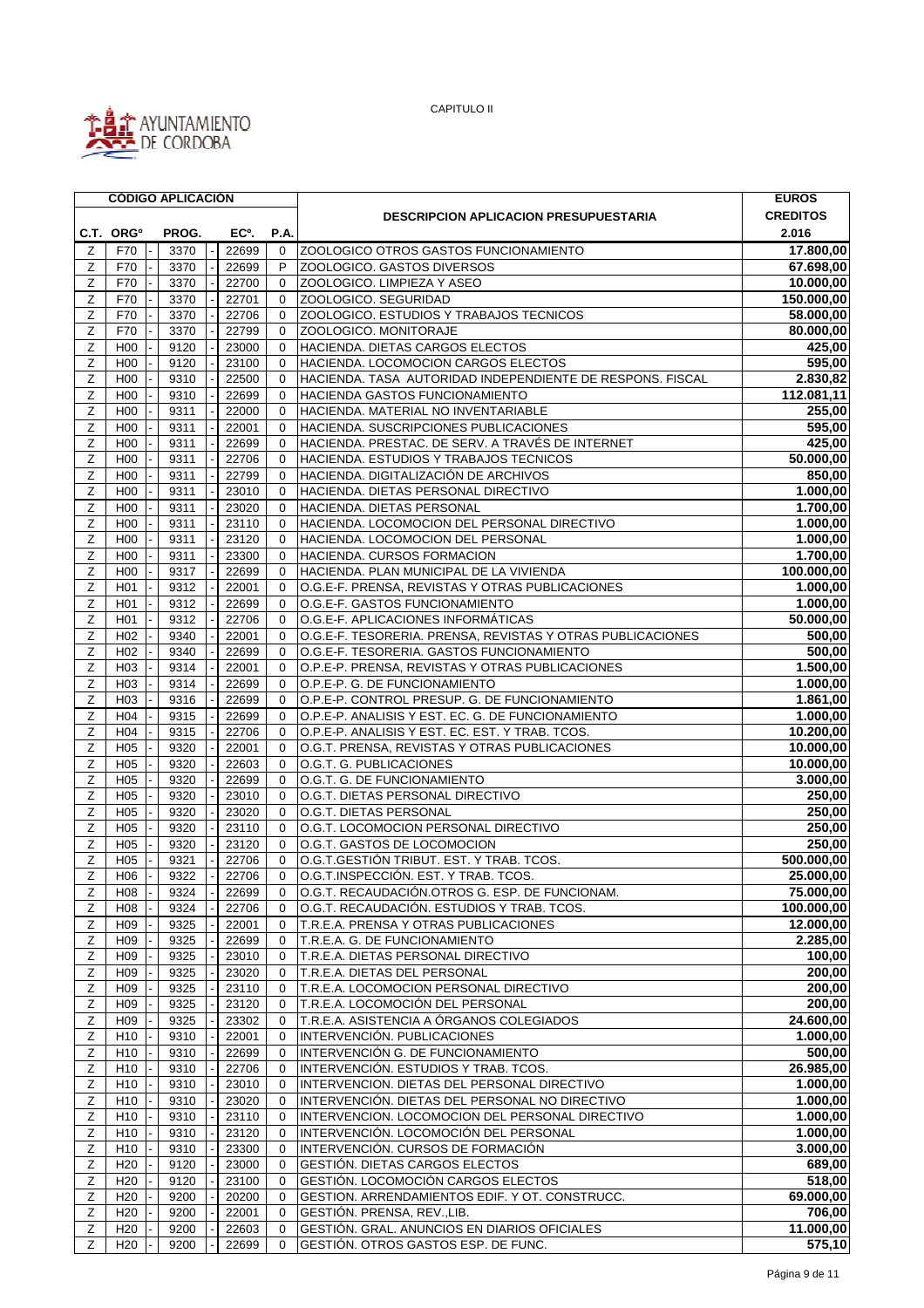AYUNTAMIENTO DE CORDOBA

CAPITULO II

| CÓDIGO APLICACIÓN | | | | | DESCRIPCION APLICACION PRESUPUESTARIA | EUROS CREDITOS 2.016 |
|---|---|---|---|---|---|---|
| C.T. | ORGº | PROG. | ECº. | P.A. | | |
| Z | F70 | 3370 | 22699 | 0 | ZOOLOGICO OTROS GASTOS FUNCIONAMIENTO | 17.800,00 |
| Z | F70 | 3370 | 22699 | P | ZOOLOGICO. GASTOS DIVERSOS | 67.698,00 |
| Z | F70 | 3370 | 22700 | 0 | ZOOLOGICO. LIMPIEZA Y ASEO | 10.000,00 |
| Z | F70 | 3370 | 22701 | 0 | ZOOLOGICO. SEGURIDAD | 150.000,00 |
| Z | F70 | 3370 | 22706 | 0 | ZOOLOGICO. ESTUDIOS Y TRABAJOS TECNICOS | 58.000,00 |
| Z | F70 | 3370 | 22799 | 0 | ZOOLOGICO. MONITORAJE | 80.000,00 |
| Z | H00 | 9120 | 23000 | 0 | HACIENDA. DIETAS CARGOS ELECTOS | 425,00 |
| Z | H00 | 9120 | 23100 | 0 | HACIENDA. LOCOMOCION CARGOS ELECTOS | 595,00 |
| Z | H00 | 9310 | 22500 | 0 | HACIENDA. TASA AUTORIDAD INDEPENDIENTE DE RESPONS. FISCAL | 2.830,82 |
| Z | H00 | 9310 | 22699 | 0 | HACIENDA GASTOS FUNCIONAMIENTO | 112.081,11 |
| Z | H00 | 9311 | 22000 | 0 | HACIENDA. MATERIAL NO INVENTARIABLE | 255,00 |
| Z | H00 | 9311 | 22001 | 0 | HACIENDA. SUSCRIPCIONES PUBLICACIONES | 595,00 |
| Z | H00 | 9311 | 22699 | 0 | HACIENDA. PRESTAC. DE SERV. A TRAVÉS DE INTERNET | 425,00 |
| Z | H00 | 9311 | 22706 | 0 | HACIENDA. ESTUDIOS Y TRABAJOS TECNICOS | 50.000,00 |
| Z | H00 | 9311 | 22799 | 0 | HACIENDA. DIGITALIZACIÓN DE ARCHIVOS | 850,00 |
| Z | H00 | 9311 | 23010 | 0 | HACIENDA. DIETAS PERSONAL DIRECTIVO | 1.000,00 |
| Z | H00 | 9311 | 23020 | 0 | HACIENDA. DIETAS PERSONAL | 1.700,00 |
| Z | H00 | 9311 | 23110 | 0 | HACIENDA. LOCOMOCION DEL PERSONAL DIRECTIVO | 1.000,00 |
| Z | H00 | 9311 | 23120 | 0 | HACIENDA. LOCOMOCION DEL PERSONAL | 1.000,00 |
| Z | H00 | 9311 | 23300 | 0 | HACIENDA. CURSOS FORMACION | 1.700,00 |
| Z | H00 | 9317 | 22699 | 0 | HACIENDA. PLAN MUNICIPAL DE LA VIVIENDA | 100.000,00 |
| Z | H01 | 9312 | 22001 | 0 | O.G.E-F. PRENSA, REVISTAS Y OTRAS PUBLICACIONES | 1.000,00 |
| Z | H01 | 9312 | 22699 | 0 | O.G.E-F. GASTOS FUNCIONAMIENTO | 1.000,00 |
| Z | H01 | 9312 | 22706 | 0 | O.G.E-F. APLICACIONES INFORMÁTICAS | 50.000,00 |
| Z | H02 | 9340 | 22001 | 0 | O.G.E-F. TESORERIA. PRENSA, REVISTAS Y OTRAS PUBLICACIONES | 500,00 |
| Z | H02 | 9340 | 22699 | 0 | O.G.E-F. TESORERIA. GASTOS FUNCIONAMIENTO | 500,00 |
| Z | H03 | 9314 | 22001 | 0 | O.P.E-P. PRENSA, REVISTAS Y OTRAS PUBLICACIONES | 1.500,00 |
| Z | H03 | 9314 | 22699 | 0 | O.P.E-P. G. DE FUNCIONAMIENTO | 1.000,00 |
| Z | H03 | 9316 | 22699 | 0 | O.P.E-P. CONTROL PRESUP. G. DE FUNCIONAMIENTO | 1.861,00 |
| Z | H04 | 9315 | 22699 | 0 | O.P.E-P. ANALISIS Y EST. EC. G. DE FUNCIONAMIENTO | 1.000,00 |
| Z | H04 | 9315 | 22706 | 0 | O.P.E-P. ANALISIS Y EST. EC. EST. Y TRAB. TCOS. | 10.200,00 |
| Z | H05 | 9320 | 22001 | 0 | O.G.T. PRENSA, REVISTAS Y OTRAS PUBLICACIONES | 10.000,00 |
| Z | H05 | 9320 | 22603 | 0 | O.G.T. G. PUBLICACIONES | 10.000,00 |
| Z | H05 | 9320 | 22699 | 0 | O.G.T. G. DE FUNCIONAMIENTO | 3.000,00 |
| Z | H05 | 9320 | 23010 | 0 | O.G.T. DIETAS PERSONAL DIRECTIVO | 250,00 |
| Z | H05 | 9320 | 23020 | 0 | O.G.T. DIETAS PERSONAL | 250,00 |
| Z | H05 | 9320 | 23110 | 0 | O.G.T. LOCOMOCION PERSONAL DIRECTIVO | 250,00 |
| Z | H05 | 9320 | 23120 | 0 | O.G.T. GASTOS DE LOCOMOCION | 250,00 |
| Z | H05 | 9321 | 22706 | 0 | O.G.T.GESTIÓN TRIBUT. EST. Y TRAB. TCOS. | 500.000,00 |
| Z | H06 | 9322 | 22706 | 0 | O.G.T.INSPECCIÓN. EST. Y TRAB. TCOS. | 25.000,00 |
| Z | H08 | 9324 | 22699 | 0 | O.G.T. RECAUDACIÓN.OTROS G. ESP. DE FUNCIONAM. | 75.000,00 |
| Z | H08 | 9324 | 22706 | 0 | O.G.T. RECAUDACIÓN. ESTUDIOS Y TRAB. TCOS. | 100.000,00 |
| Z | H09 | 9325 | 22001 | 0 | T.R.E.A. PRENSA Y OTRAS PUBLICACIONES | 12.000,00 |
| Z | H09 | 9325 | 22699 | 0 | T.R.E.A. G. DE FUNCIONAMIENTO | 2.285,00 |
| Z | H09 | 9325 | 23010 | 0 | T.R.E.A. DIETAS PERSONAL DIRECTIVO | 100,00 |
| Z | H09 | 9325 | 23020 | 0 | T.R.E.A. DIETAS DEL PERSONAL | 200,00 |
| Z | H09 | 9325 | 23110 | 0 | T.R.E.A. LOCOMOCION PERSONAL DIRECTIVO | 200,00 |
| Z | H09 | 9325 | 23120 | 0 | T.R.E.A. LOCOMOCIÓN DEL PERSONAL | 200,00 |
| Z | H09 | 9325 | 23302 | 0 | T.R.E.A. ASISTENCIA A ÓRGANOS COLEGIADOS | 24.600,00 |
| Z | H10 | 9310 | 22001 | 0 | INTERVENCIÓN. PUBLICACIONES | 1.000,00 |
| Z | H10 | 9310 | 22699 | 0 | INTERVENCIÓN G. DE FUNCIONAMIENTO | 500,00 |
| Z | H10 | 9310 | 22706 | 0 | INTERVENCIÓN. ESTUDIOS Y TRAB. TCOS. | 26.985,00 |
| Z | H10 | 9310 | 23010 | 0 | INTERVENCION. DIETAS DEL PERSONAL DIRECTIVO | 1.000,00 |
| Z | H10 | 9310 | 23020 | 0 | INTERVENCIÓN. DIETAS DEL PERSONAL NO DIRECTIVO | 1.000,00 |
| Z | H10 | 9310 | 23110 | 0 | INTERVENCION. LOCOMOCION DEL PERSONAL DIRECTIVO | 1.000,00 |
| Z | H10 | 9310 | 23120 | 0 | INTERVENCIÓN. LOCOMOCIÓN DEL PERSONAL | 1.000,00 |
| Z | H10 | 9310 | 23300 | 0 | INTERVENCIÓN. CURSOS DE FORMACIÓN | 3.000,00 |
| Z | H20 | 9120 | 23000 | 0 | GESTIÓN. DIETAS CARGOS ELECTOS | 689,00 |
| Z | H20 | 9120 | 23100 | 0 | GESTIÓN. LOCOMOCIÓN CARGOS ELECTOS | 518,00 |
| Z | H20 | 9200 | 20200 | 0 | GESTION. ARRENDAMIENTOS EDIF. Y OT. CONSTRUCC. | 69.000,00 |
| Z | H20 | 9200 | 22001 | 0 | GESTIÓN. PRENSA, REV.,LIB. | 706,00 |
| Z | H20 | 9200 | 22603 | 0 | GESTIÓN. GRAL. ANUNCIOS EN DIARIOS OFICIALES | 11.000,00 |
| Z | H20 | 9200 | 22699 | 0 | GESTIÓN. OTROS GASTOS ESP. DE FUNC. | 575,10 |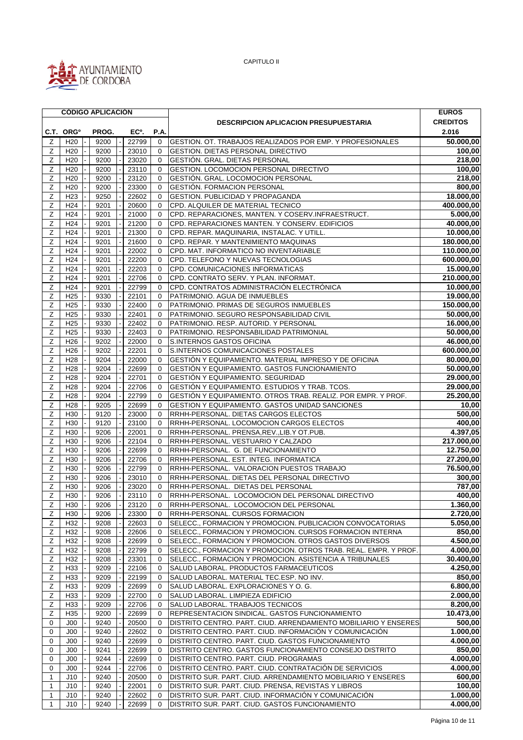CAPITULO II

| CÓDIGO APLICACIÓN | | | | | DESCRIPCION APLICACION PRESUPUESTARIA | EUROS CREDITOS 2.016 |
|---|---|---|---|---|---|---|
| C.T. | ORGº | PROG. | ECº. | P.A. | | |
| Z | H20 | 9200 | 22799 | 0 | GESTION. OT. TRABAJOS REALIZADOS POR EMP. Y PROFESIONALES | 50.000,00 |
| Z | H20 | 9200 | 23010 | 0 | GESTION. DIETAS PERSONAL DIRECTIVO | 100,00 |
| Z | H20 | 9200 | 23020 | 0 | GESTIÓN. GRAL. DIETAS PERSONAL | 218,00 |
| Z | H20 | 9200 | 23110 | 0 | GESTION. LOCOMOCION PERSONAL DIRECTIVO | 100,00 |
| Z | H20 | 9200 | 23120 | 0 | GESTIÓN. GRAL. LOCOMOCION PERSONAL | 218,00 |
| Z | H20 | 9200 | 23300 | 0 | GESTIÓN. FORMACION PERSONAL | 800,00 |
| Z | H23 | 9250 | 22602 | 0 | GESTION. PUBLICIDAD Y PROPAGANDA | 18.000,00 |
| Z | H24 | 9201 | 20600 | 0 | CPD. ALQUILER DE MATERIAL TECNICO | 400.000,00 |
| Z | H24 | 9201 | 21000 | 0 | CPD. REPARACIONES, MANTEN. Y COSERV.INFRAESTRUCT. | 5.000,00 |
| Z | H24 | 9201 | 21200 | 0 | CPD. REPARACIONES MANTEN. Y CONSERV. EDIFICIOS | 40.000,00 |
| Z | H24 | 9201 | 21300 | 0 | CPD. REPAR. MAQUINARIA, INSTALAC. Y UTILL. | 10.000,00 |
| Z | H24 | 9201 | 21600 | 0 | CPD. REPAR. Y MANTENIMIENTO MAQUINAS | 180.000,00 |
| Z | H24 | 9201 | 22002 | 0 | CPD. MAT. INFORMATICO NO INVENTARIABLE | 110.000,00 |
| Z | H24 | 9201 | 22200 | 0 | CPD. TELEFONO Y NUEVAS TECNOLOGIAS | 600.000,00 |
| Z | H24 | 9201 | 22203 | 0 | CPD. COMUNICACIONES INFORMATICAS | 15.000,00 |
| Z | H24 | 9201 | 22706 | 0 | CPD. CONTRATO SERV. Y PLAN. INFORMAT. | 210.000,00 |
| Z | H24 | 9201 | 22799 | 0 | CPD. CONTRATOS ADMINISTRACIÓN ELECTRÓNICA | 10.000,00 |
| Z | H25 | 9330 | 22101 | 0 | PATRIMONIO. AGUA DE INMUEBLES | 19.000,00 |
| Z | H25 | 9330 | 22400 | 0 | PATRIMONIO. PRIMAS DE SEGUROS INMUEBLES | 150.000,00 |
| Z | H25 | 9330 | 22401 | 0 | PATRIMONIO. SEGURO RESPONSABILIDAD CIVIL | 50.000,00 |
| Z | H25 | 9330 | 22402 | 0 | PATRIMONIO. RESP. AUTORID. Y PERSONAL | 16.000,00 |
| Z | H25 | 9330 | 22403 | 0 | PATRIMONIO. RESPONSABILIDAD PATRIMONIAL | 50.000,00 |
| Z | H26 | 9202 | 22000 | 0 | S.INTERNOS GASTOS OFICINA | 46.000,00 |
| Z | H26 | 9202 | 22201 | 0 | S.INTERNOS COMUNICACIONES POSTALES | 600.000,00 |
| Z | H28 | 9204 | 22000 | 0 | GESTIÓN Y EQUIPAMIENTO. MATERIAL IMPRESO Y DE OFICINA | 80.000,00 |
| Z | H28 | 9204 | 22699 | 0 | GESTIÓN Y EQUIPAMIENTO. GASTOS FUNCIONAMIENTO | 50.000,00 |
| Z | H28 | 9204 | 22701 | 0 | GESTIÓN Y EQUIPAMIENTO. SEGURIDAD | 29.000,00 |
| Z | H28 | 9204 | 22706 | 0 | GESTIÓN Y EQUIPAMIENTO. ESTUDIOS Y TRAB. TCOS. | 29.000,00 |
| Z | H28 | 9204 | 22799 | 0 | GESTIÓN Y EQUIPAMIENTO. OTROS TRAB. REALIZ. POR EMPR. Y PROF. | 25.200,00 |
| Z | H28 | 9205 | 22699 | 0 | GESTION Y EQUIPAMIENTO. GASTOS UNIDAD SANCIONES | 10,00 |
| Z | H30 | 9120 | 23000 | 0 | RRHH-PERSONAL. DIETAS CARGOS ELECTOS | 500,00 |
| Z | H30 | 9120 | 23100 | 0 | RRHH-PERSONAL. LOCOMOCION CARGOS ELECTOS | 400,00 |
| Z | H30 | 9206 | 22001 | 0 | RRHH-PERSONAL. PRENSA,REV.,LIB.Y OT.PUB. | 4.397,05 |
| Z | H30 | 9206 | 22104 | 0 | RRHH-PERSONAL. VESTUARIO Y CALZADO | 217.000,00 |
| Z | H30 | 9206 | 22699 | 0 | RRHH-PERSONAL. G. DE FUNCIONAMIENTO | 12.750,00 |
| Z | H30 | 9206 | 22706 | 0 | RRHH-PERSONAL. EST. INTEG. INFORMATICA | 27.200,00 |
| Z | H30 | 9206 | 22799 | 0 | RRHH-PERSONAL. VALORACION PUESTOS TRABAJO | 76.500,00 |
| Z | H30 | 9206 | 23010 | 0 | RRHH-PERSONAL. DIETAS DEL PERSONAL DIRECTIVO | 300,00 |
| Z | H30 | 9206 | 23020 | 0 | RRHH-PERSONAL. DIETAS DEL PERSONAL | 787,00 |
| Z | H30 | 9206 | 23110 | 0 | RRHH-PERSONAL. LOCOMOCION DEL PERSONAL DIRECTIVO | 400,00 |
| Z | H30 | 9206 | 23120 | 0 | RRHH-PERSONAL. LOCOMOCION DEL PERSONAL | 1.360,00 |
| Z | H30 | 9206 | 23300 | 0 | RRHH-PERSONAL. CURSOS FORMACION | 2.720,00 |
| Z | H32 | 9208 | 22603 | 0 | SELECC., FORMACION Y PROMOCION. PUBLICACION CONVOCATORIAS | 5.050,00 |
| Z | H32 | 9208 | 22606 | 0 | SELECC., FORMACION Y PROMOCION. CURSOS FORMACION INTERNA | 850,00 |
| Z | H32 | 9208 | 22699 | 0 | SELECC., FORMACION Y PROMOCION. OTROS GASTOS DIVERSOS | 4.500,00 |
| Z | H32 | 9208 | 22799 | 0 | SELECC., FORMACION Y PROMOCION. OTROS TRAB. REAL. EMPR. Y PROF. | 4.000,00 |
| Z | H32 | 9208 | 23301 | 0 | SELECC., FORMACION Y PROMOCION. ASISTENCIA A TRIBUNALES | 30.400,00 |
| Z | H33 | 9209 | 22106 | 0 | SALUD LABORAL. PRODUCTOS FARMACEUTICOS | 4.250,00 |
| Z | H33 | 9209 | 22199 | 0 | SALUD LABORAL. MATERIAL TEC.ESP. NO INV. | 850,00 |
| Z | H33 | 9209 | 22699 | 0 | SALUD LABORAL. EXPLORACIONES Y O. G. | 6.800,00 |
| Z | H33 | 9209 | 22700 | 0 | SALUD LABORAL. LIMPIEZA EDIFICIO | 2.000,00 |
| Z | H33 | 9209 | 22706 | 0 | SALUD LABORAL. TRABAJOS TECNICOS | 8.200,00 |
| Z | H35 | 9200 | 22699 | 0 | REPRESENTACION SINDICAL. GASTOS FUNCIONAMIENTO | 10.473,00 |
| 0 | J00 | 9240 | 20500 | 0 | DISTRITO CENTRO. PART. CIUD. ARRENDAMIENTO MOBILIARIO Y ENSERES | 500,00 |
| 0 | J00 | 9240 | 22602 | 0 | DISTRITO CENTRO. PART. CIUD. INFORMACIÓN Y COMUNICACIÓN | 1.000,00 |
| 0 | J00 | 9240 | 22699 | 0 | DISTRITO CENTRO. PART. CIUD. GASTOS FUNCIONAMIENTO | 4.000,00 |
| 0 | J00 | 9241 | 22699 | 0 | DISTRITO CENTRO. GASTOS FUNCIONAMIENTO CONSEJO DISTRITO | 850,00 |
| 0 | J00 | 9244 | 22699 | 0 | DISTRITO CENTRO. PART. CIUD. PROGRAMAS | 4.000,00 |
| 0 | J00 | 9244 | 22706 | 0 | DISTRITO CENTRO. PART. CIUD. CONTRATACIÓN DE SERVICIOS | 4.000,00 |
| 1 | J10 | 9240 | 20500 | 0 | DISTRITO SUR. PART. CIUD. ARRENDAMIENTO MOBILIARIO Y ENSERES | 600,00 |
| 1 | J10 | 9240 | 22001 | 0 | DISTRITO SUR. PART. CIUD. PRENSA, REVISTAS Y LIBROS | 100,00 |
| 1 | J10 | 9240 | 22602 | 0 | DISTRITO SUR. PART. CIUD. INFORMACIÓN Y COMUNICACIÓN | 1.000,00 |
| 1 | J10 | 9240 | 22699 | 0 | DISTRITO SUR. PART. CIUD. GASTOS FUNCIONAMIENTO | 4.000,00 |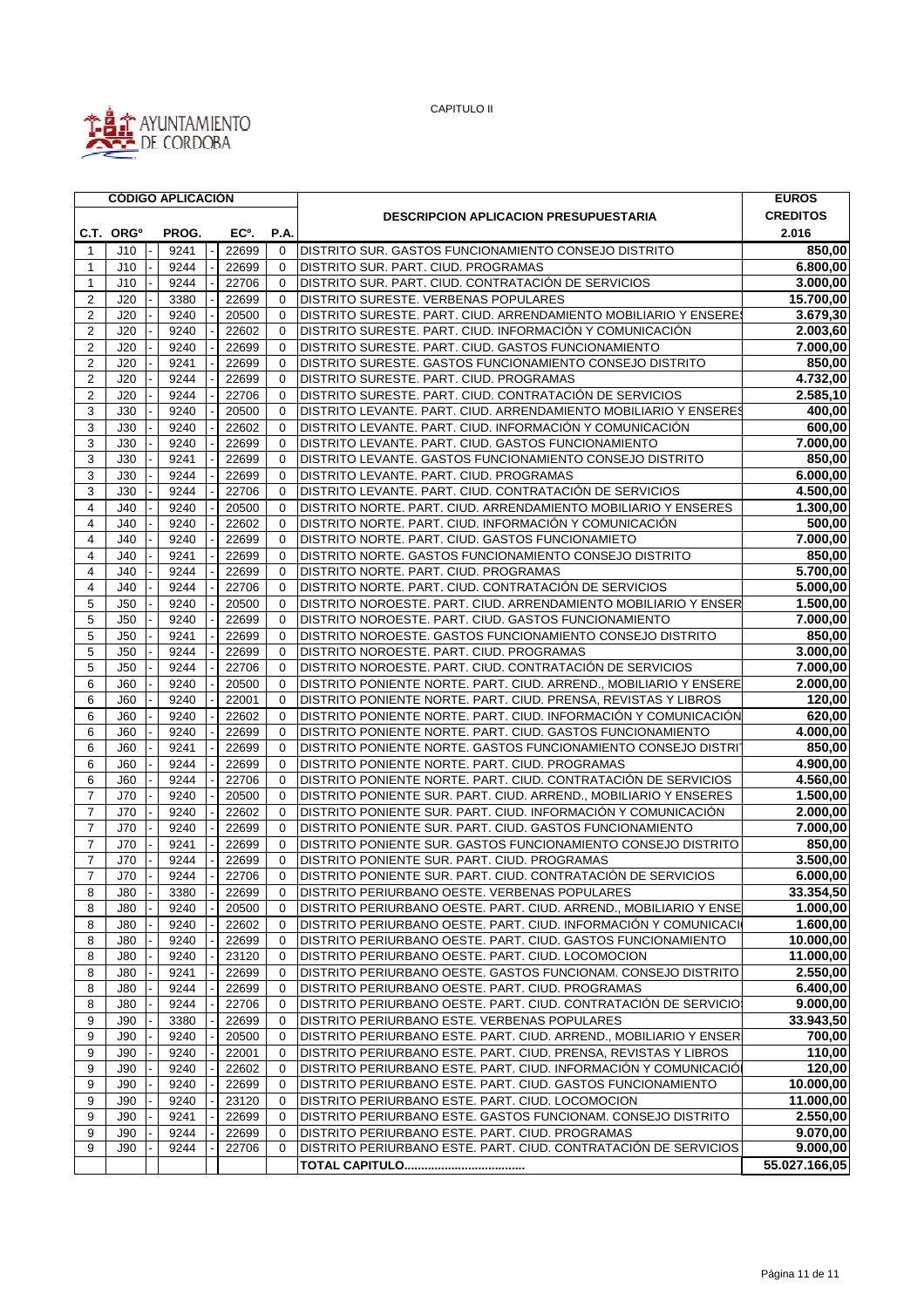AYUNTAMIENTO DE CORDOBA

CAPITULO II

| CÓDIGO APLICACIÓN | | | | | DESCRIPCION APLICACION PRESUPUESTARIA | EUROS CREDITOS 2.016 |
|---|---|---|---|---|---|---|
| C.T. | ORGº | PROG. | ECº. | P.A. | | |
| 1 | J10 | 9241 | 22699 | 0 | DISTRITO SUR. GASTOS FUNCIONAMIENTO CONSEJO DISTRITO | 850,00 |
| 1 | J10 | 9244 | 22699 | 0 | DISTRITO SUR. PART. CIUD. PROGRAMAS | 6.800,00 |
| 1 | J10 | 9244 | 22706 | 0 | DISTRITO SUR. PART. CIUD. CONTRATACIÓN DE SERVICIOS | 3.000,00 |
| 2 | J20 | 3380 | 22699 | 0 | DISTRITO SURESTE. VERBENAS POPULARES | 15.700,00 |
| 2 | J20 | 9240 | 20500 | 0 | DISTRITO SURESTE. PART. CIUD. ARRENDAMIENTO MOBILIARIO Y ENSERES | 3.679,30 |
| 2 | J20 | 9240 | 22602 | 0 | DISTRITO SURESTE. PART. CIUD. INFORMACIÓN Y COMUNICACIÓN | 2.003,60 |
| 2 | J20 | 9240 | 22699 | 0 | DISTRITO SURESTE. PART. CIUD. GASTOS FUNCIONAMIENTO | 7.000,00 |
| 2 | J20 | 9241 | 22699 | 0 | DISTRITO SURESTE. GASTOS FUNCIONAMIENTO CONSEJO DISTRITO | 850,00 |
| 2 | J20 | 9244 | 22699 | 0 | DISTRITO SURESTE. PART. CIUD. PROGRAMAS | 4.732,00 |
| 2 | J20 | 9244 | 22706 | 0 | DISTRITO SURESTE. PART. CIUD. CONTRATACIÓN DE SERVICIOS | 2.585,10 |
| 3 | J30 | 9240 | 20500 | 0 | DISTRITO LEVANTE. PART. CIUD. ARRENDAMIENTO MOBILIARIO Y ENSERES | 400,00 |
| 3 | J30 | 9240 | 22602 | 0 | DISTRITO LEVANTE. PART. CIUD. INFORMACIÓN Y COMUNICACIÓN | 600,00 |
| 3 | J30 | 9240 | 22699 | 0 | DISTRITO LEVANTE. PART. CIUD. GASTOS FUNCIONAMIENTO | 7.000,00 |
| 3 | J30 | 9241 | 22699 | 0 | DISTRITO LEVANTE. GASTOS FUNCIONAMIENTO CONSEJO DISTRITO | 850,00 |
| 3 | J30 | 9244 | 22699 | 0 | DISTRITO LEVANTE. PART. CIUD. PROGRAMAS | 6.000,00 |
| 3 | J30 | 9244 | 22706 | 0 | DISTRITO LEVANTE. PART. CIUD. CONTRATACIÓN DE SERVICIOS | 4.500,00 |
| 4 | J40 | 9240 | 20500 | 0 | DISTRITO NORTE. PART. CIUD. ARRENDAMIENTO MOBILIARIO Y ENSERES | 1.300,00 |
| 4 | J40 | 9240 | 22602 | 0 | DISTRITO NORTE. PART. CIUD. INFORMACIÓN Y COMUNICACIÓN | 500,00 |
| 4 | J40 | 9240 | 22699 | 0 | DISTRITO NORTE. PART. CIUD. GASTOS FUNCIONAMIETO | 7.000,00 |
| 4 | J40 | 9241 | 22699 | 0 | DISTRITO NORTE. GASTOS FUNCIONAMIENTO CONSEJO DISTRITO | 850,00 |
| 4 | J40 | 9244 | 22699 | 0 | DISTRITO NORTE. PART. CIUD. PROGRAMAS | 5.700,00 |
| 4 | J40 | 9244 | 22706 | 0 | DISTRITO NORTE. PART. CIUD. CONTRATACIÓN DE SERVICIOS | 5.000,00 |
| 5 | J50 | 9240 | 20500 | 0 | DISTRITO NOROESTE. PART. CIUD. ARRENDAMIENTO MOBILIARIO Y ENSER | 1.500,00 |
| 5 | J50 | 9240 | 22699 | 0 | DISTRITO NOROESTE. PART. CIUD. GASTOS FUNCIONAMIENTO | 7.000,00 |
| 5 | J50 | 9241 | 22699 | 0 | DISTRITO NOROESTE. GASTOS FUNCIONAMIENTO CONSEJO DISTRITO | 850,00 |
| 5 | J50 | 9244 | 22699 | 0 | DISTRITO NOROESTE. PART. CIUD. PROGRAMAS | 3.000,00 |
| 5 | J50 | 9244 | 22706 | 0 | DISTRITO NOROESTE. PART. CIUD. CONTRATACIÓN DE SERVICIOS | 7.000,00 |
| 6 | J60 | 9240 | 20500 | 0 | DISTRITO PONIENTE NORTE. PART. CIUD. ARREND., MOBILIARIO Y ENSERE | 2.000,00 |
| 6 | J60 | 9240 | 22001 | 0 | DISTRITO PONIENTE NORTE. PART. CIUD. PRENSA, REVISTAS Y LIBROS | 120,00 |
| 6 | J60 | 9240 | 22602 | 0 | DISTRITO PONIENTE NORTE. PART. CIUD. INFORMACIÓN Y COMUNICACIÓN | 620,00 |
| 6 | J60 | 9240 | 22699 | 0 | DISTRITO PONIENTE NORTE. PART. CIUD. GASTOS FUNCIONAMIENTO | 4.000,00 |
| 6 | J60 | 9241 | 22699 | 0 | DISTRITO PONIENTE NORTE. GASTOS FUNCIONAMIENTO CONSEJO DISTRI | 850,00 |
| 6 | J60 | 9244 | 22699 | 0 | DISTRITO PONIENTE NORTE. PART. CIUD. PROGRAMAS | 4.900,00 |
| 6 | J60 | 9244 | 22706 | 0 | DISTRITO PONIENTE NORTE. PART. CIUD. CONTRATACIÓN DE SERVICIOS | 4.560,00 |
| 7 | J70 | 9240 | 20500 | 0 | DISTRITO PONIENTE SUR. PART. CIUD. ARREND., MOBILIARIO Y ENSERES | 1.500,00 |
| 7 | J70 | 9240 | 22602 | 0 | DISTRITO PONIENTE SUR. PART. CIUD. INFORMACIÓN Y COMUNICACIÓN | 2.000,00 |
| 7 | J70 | 9240 | 22699 | 0 | DISTRITO PONIENTE SUR. PART. CIUD. GASTOS FUNCIONAMIENTO | 7.000,00 |
| 7 | J70 | 9241 | 22699 | 0 | DISTRITO PONIENTE SUR. GASTOS FUNCIONAMIENTO CONSEJO DISTRITO | 850,00 |
| 7 | J70 | 9244 | 22699 | 0 | DISTRITO PONIENTE SUR. PART. CIUD. PROGRAMAS | 3.500,00 |
| 7 | J70 | 9244 | 22706 | 0 | DISTRITO PONIENTE SUR. PART. CIUD. CONTRATACIÓN DE SERVICIOS | 6.000,00 |
| 8 | J80 | 3380 | 22699 | 0 | DISTRITO PERIURBANO OESTE. VERBENAS POPULARES | 33.354,50 |
| 8 | J80 | 9240 | 20500 | 0 | DISTRITO PERIURBANO OESTE. PART. CIUD. ARREND., MOBILIARIO Y ENSE | 1.000,00 |
| 8 | J80 | 9240 | 22602 | 0 | DISTRITO PERIURBANO OESTE. PART. CIUD. INFORMACIÓN Y COMUNICACI | 1.600,00 |
| 8 | J80 | 9240 | 22699 | 0 | DISTRITO PERIURBANO OESTE. PART. CIUD. GASTOS FUNCIONAMIENTO | 10.000,00 |
| 8 | J80 | 9240 | 23120 | 0 | DISTRITO PERIURBANO OESTE. PART. CIUD. LOCOMOCION | 11.000,00 |
| 8 | J80 | 9241 | 22699 | 0 | DISTRITO PERIURBANO OESTE. GASTOS FUNCIONAM. CONSEJO DISTRITO | 2.550,00 |
| 8 | J80 | 9244 | 22699 | 0 | DISTRITO PERIURBANO OESTE. PART. CIUD. PROGRAMAS | 6.400,00 |
| 8 | J80 | 9244 | 22706 | 0 | DISTRITO PERIURBANO OESTE. PART. CIUD. CONTRATACIÓN DE SERVICIO | 9.000,00 |
| 9 | J90 | 3380 | 22699 | 0 | DISTRITO PERIURBANO ESTE. VERBENAS POPULARES | 33.943,50 |
| 9 | J90 | 9240 | 20500 | 0 | DISTRITO PERIURBANO ESTE. PART. CIUD. ARREND., MOBILIARIO Y ENSER | 700,00 |
| 9 | J90 | 9240 | 22001 | 0 | DISTRITO PERIURBANO ESTE. PART. CIUD. PRENSA, REVISTAS Y LIBROS | 110,00 |
| 9 | J90 | 9240 | 22602 | 0 | DISTRITO PERIURBANO ESTE. PART. CIUD. INFORMACIÓN Y COMUNICACIÓ | 120,00 |
| 9 | J90 | 9240 | 22699 | 0 | DISTRITO PERIURBANO ESTE. PART. CIUD. GASTOS FUNCIONAMIENTO | 10.000,00 |
| 9 | J90 | 9240 | 23120 | 0 | DISTRITO PERIURBANO ESTE. PART. CIUD. LOCOMOCION | 11.000,00 |
| 9 | J90 | 9241 | 22699 | 0 | DISTRITO PERIURBANO ESTE. GASTOS FUNCIONAM. CONSEJO DISTRITO | 2.550,00 |
| 9 | J90 | 9244 | 22699 | 0 | DISTRITO PERIURBANO ESTE. PART. CIUD. PROGRAMAS | 9.070,00 |
| 9 | J90 | 9244 | 22706 | 0 | DISTRITO PERIURBANO ESTE. PART. CIUD. CONTRATACIÓN DE SERVICIOS | 9.000,00 |
| | | | | | **TOTAL CAPITULO....................................** | **55.027.166,05** |